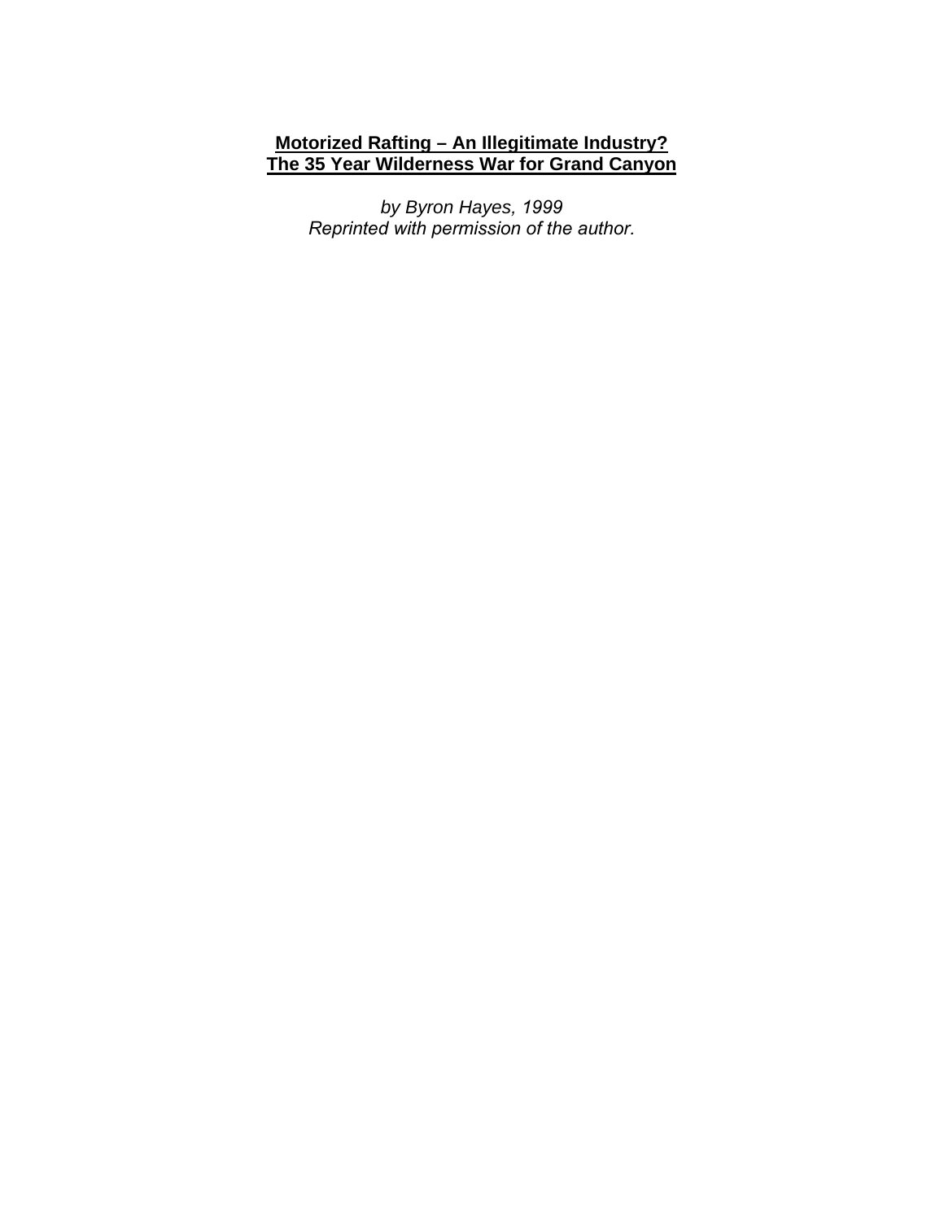# **Motorized Rafting – An Illegitimate Industry?**
# **The 35 Year Wilderness War for Grand Canyon**

*by Byron Hayes, 1999*
*Reprinted with permission of the author.*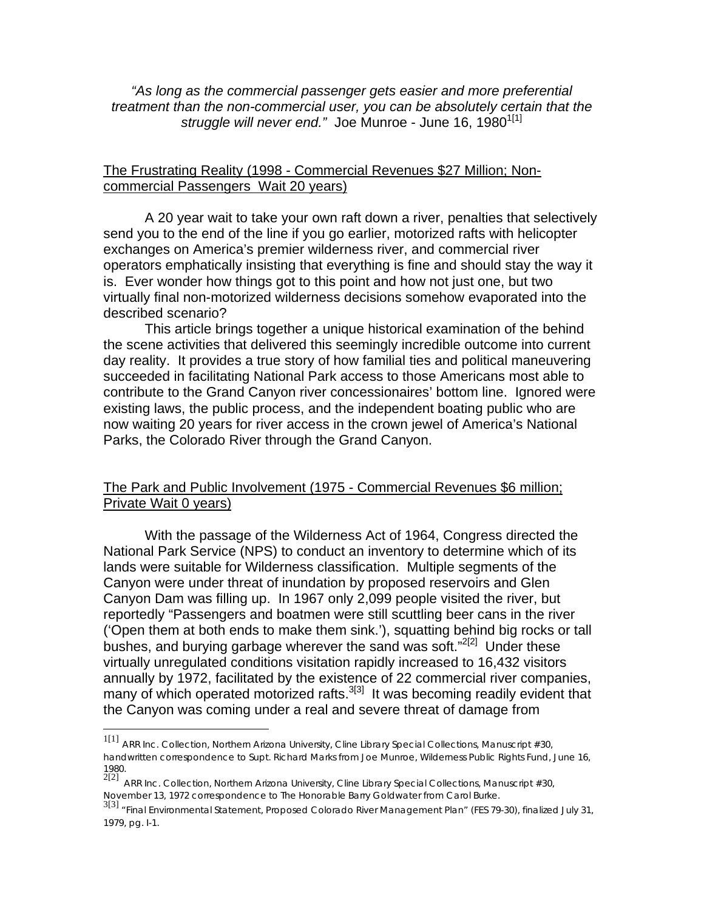*"As long as the commercial passenger gets easier and more preferential treatment than the non-commercial user, you can be absolutely certain that the struggle will never end."* Joe Munroe - June 16, 1980[1[1]]

## The Frustrating Reality (1998 - Commercial Revenues $27 Million; Non-commercial Passengers Wait 20 years)

A 20 year wait to take your own raft down a river, penalties that selectively send you to the end of the line if you go earlier, motorized rafts with helicopter exchanges on America's premier wilderness river, and commercial river operators emphatically insisting that everything is fine and should stay the way it is. Ever wonder how things got to this point and how not just one, but two virtually final non-motorized wilderness decisions somehow evaporated into the described scenario?

This article brings together a unique historical examination of the behind the scene activities that delivered this seemingly incredible outcome into current day reality. It provides a true story of how familial ties and political maneuvering succeeded in facilitating National Park access to those Americans most able to contribute to the Grand Canyon river concessionaires' bottom line. Ignored were existing laws, the public process, and the independent boating public who are now waiting 20 years for river access in the crown jewel of America's National Parks, the Colorado River through the Grand Canyon.

## The Park and Public Involvement (1975 - Commercial Revenues $6 million; Private Wait 0 years)

With the passage of the Wilderness Act of 1964, Congress directed the National Park Service (NPS) to conduct an inventory to determine which of its lands were suitable for Wilderness classification. Multiple segments of the Canyon were under threat of inundation by proposed reservoirs and Glen Canyon Dam was filling up. In 1967 only 2,099 people visited the river, but reportedly "Passengers and boatmen were still scuttling beer cans in the river ('Open them at both ends to make them sink.'), squatting behind big rocks or tall bushes, and burying garbage wherever the sand was soft."[2[2]] Under these virtually unregulated conditions visitation rapidly increased to 16,432 visitors annually by 1972, facilitated by the existence of 22 commercial river companies, many of which operated motorized rafts.[3[3]] It was becoming readily evident that the Canyon was coming under a real and severe threat of damage from

---

[1[1]] ARR Inc. Collection, Northern Arizona University, Cline Library Special Collections, Manuscript #30, handwritten correspondence to Supt. Richard Marks from Joe Munroe, Wilderness Public Rights Fund, June 16, 1980.

[2[2]] ARR Inc. Collection, Northern Arizona University, Cline Library Special Collections, Manuscript #30, November 13, 1972 correspondence to The Honorable Barry Goldwater from Carol Burke.

[3[3]] "Final Environmental Statement, Proposed Colorado River Management Plan" (FES 79-30), finalized July 31, 1979, pg. I-1.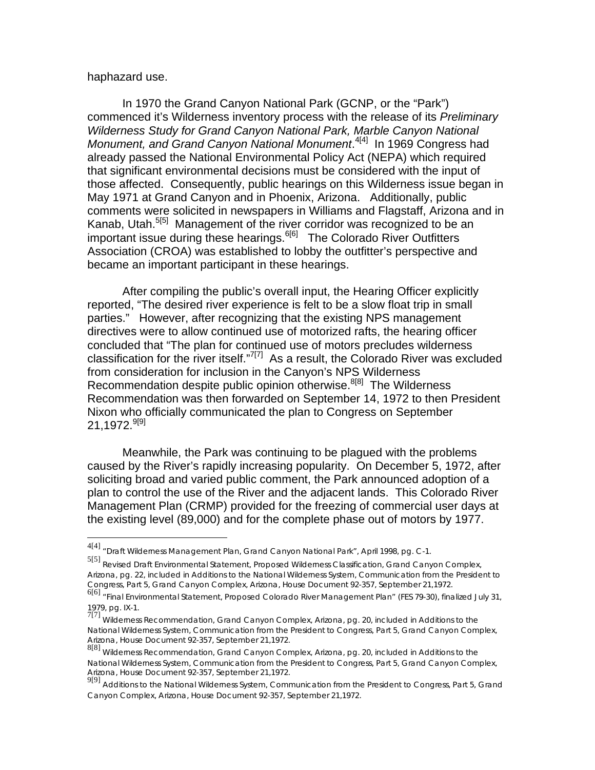haphazard use.

In 1970 the Grand Canyon National Park (GCNP, or the "Park") commenced it's Wilderness inventory process with the release of its *Preliminary Wilderness Study for Grand Canyon National Park, Marble Canyon National Monument, and Grand Canyon National Monument*.[4[4]] In 1969 Congress had already passed the National Environmental Policy Act (NEPA) which required that significant environmental decisions must be considered with the input of those affected. Consequently, public hearings on this Wilderness issue began in May 1971 at Grand Canyon and in Phoenix, Arizona. Additionally, public comments were solicited in newspapers in Williams and Flagstaff, Arizona and in Kanab, Utah.[5[5]] Management of the river corridor was recognized to be an important issue during these hearings.[6[6]] The Colorado River Outfitters Association (CROA) was established to lobby the outfitter's perspective and became an important participant in these hearings.

After compiling the public's overall input, the Hearing Officer explicitly reported, "The desired river experience is felt to be a slow float trip in small parties." However, after recognizing that the existing NPS management directives were to allow continued use of motorized rafts, the hearing officer concluded that "The plan for continued use of motors precludes wilderness classification for the river itself."[7[7]] As a result, the Colorado River was excluded from consideration for inclusion in the Canyon's NPS Wilderness Recommendation despite public opinion otherwise.[8[8]] The Wilderness Recommendation was then forwarded on September 14, 1972 to then President Nixon who officially communicated the plan to Congress on September 21,1972.[9[9]]

Meanwhile, the Park was continuing to be plagued with the problems caused by the River's rapidly increasing popularity. On December 5, 1972, after soliciting broad and varied public comment, the Park announced adoption of a plan to control the use of the River and the adjacent lands. This Colorado River Management Plan (CRMP) provided for the freezing of commercial user days at the existing level (89,000) and for the complete phase out of motors by 1977.

---

[4[4]] "Draft Wilderness Management Plan, Grand Canyon National Park", April 1998, pg. C-1.

[5[5]] Revised Draft Environmental Statement, Proposed Wilderness Classification, Grand Canyon Complex, Arizona, pg. 22, included in Additions to the National Wilderness System, Communication from the President to Congress, Part 5, Grand Canyon Complex, Arizona, House Document 92-357, September 21,1972.

[6[6]] "Final Environmental Statement, Proposed Colorado River Management Plan" (FES 79-30), finalized July 31, 1979, pg. IX-1.

[7[7]] Wilderness Recommendation, Grand Canyon Complex, Arizona, pg. 20, included in Additions to the National Wilderness System, Communication from the President to Congress, Part 5, Grand Canyon Complex, Arizona, House Document 92-357, September 21,1972.

[8[8]] Wilderness Recommendation, Grand Canyon Complex, Arizona, pg. 20, included in Additions to the National Wilderness System, Communication from the President to Congress, Part 5, Grand Canyon Complex, Arizona, House Document 92-357, September 21,1972.

[9[9]] Additions to the National Wilderness System, Communication from the President to Congress, Part 5, Grand Canyon Complex, Arizona, House Document 92-357, September 21,1972.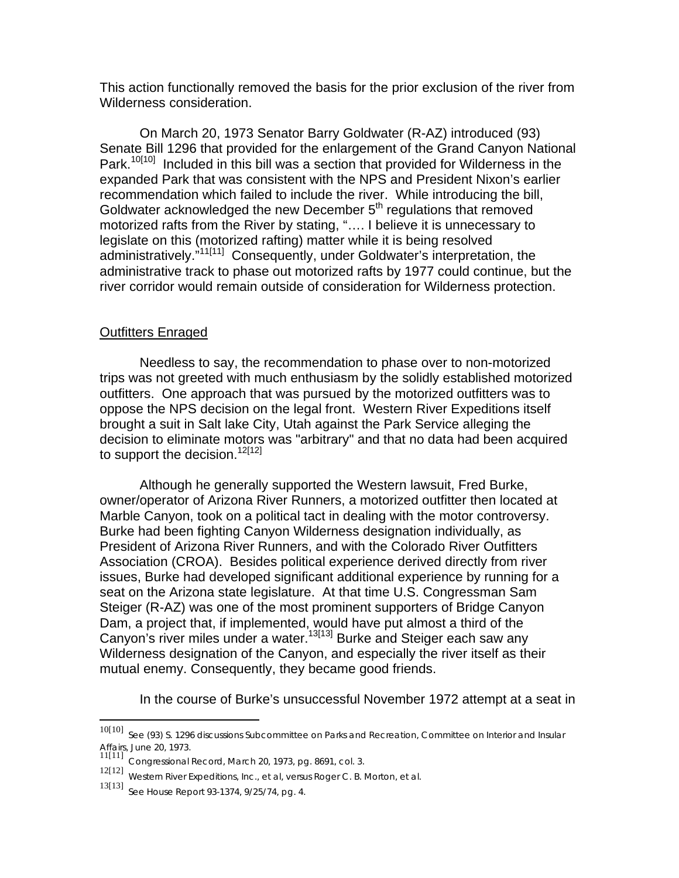This action functionally removed the basis for the prior exclusion of the river from Wilderness consideration.

On March 20, 1973 Senator Barry Goldwater (R-AZ) introduced (93) Senate Bill 1296 that provided for the enlargement of the Grand Canyon National Park.[10[10]] Included in this bill was a section that provided for Wilderness in the expanded Park that was consistent with the NPS and President Nixon's earlier recommendation which failed to include the river. While introducing the bill, Goldwater acknowledged the new December 5th regulations that removed motorized rafts from the River by stating, "…. I believe it is unnecessary to legislate on this (motorized rafting) matter while it is being resolved administratively."[11[11]] Consequently, under Goldwater's interpretation, the administrative track to phase out motorized rafts by 1977 could continue, but the river corridor would remain outside of consideration for Wilderness protection.

## Outfitters Enraged

Needless to say, the recommendation to phase over to non-motorized trips was not greeted with much enthusiasm by the solidly established motorized outfitters. One approach that was pursued by the motorized outfitters was to oppose the NPS decision on the legal front. Western River Expeditions itself brought a suit in Salt lake City, Utah against the Park Service alleging the decision to eliminate motors was "arbitrary" and that no data had been acquired to support the decision.[12[12]]

Although he generally supported the Western lawsuit, Fred Burke, owner/operator of Arizona River Runners, a motorized outfitter then located at Marble Canyon, took on a political tact in dealing with the motor controversy. Burke had been fighting Canyon Wilderness designation individually, as President of Arizona River Runners, and with the Colorado River Outfitters Association (CROA). Besides political experience derived directly from river issues, Burke had developed significant additional experience by running for a seat on the Arizona state legislature. At that time U.S. Congressman Sam Steiger (R-AZ) was one of the most prominent supporters of Bridge Canyon Dam, a project that, if implemented, would have put almost a third of the Canyon's river miles under a water.[13[13]] Burke and Steiger each saw any Wilderness designation of the Canyon, and especially the river itself as their mutual enemy. Consequently, they became good friends.

In the course of Burke's unsuccessful November 1972 attempt at a seat in

---

[10[10]] See (93) S. 1296 discussions Subcommittee on Parks and Recreation, Committee on Interior and Insular Affairs, June 20, 1973.

[11[11]] Congressional Record, March 20, 1973, pg. 8691, col. 3.

[12[12]] Western River Expeditions, Inc., et al, versus Roger C. B. Morton, et al.

[13[13]] See House Report 93-1374, 9/25/74, pg. 4.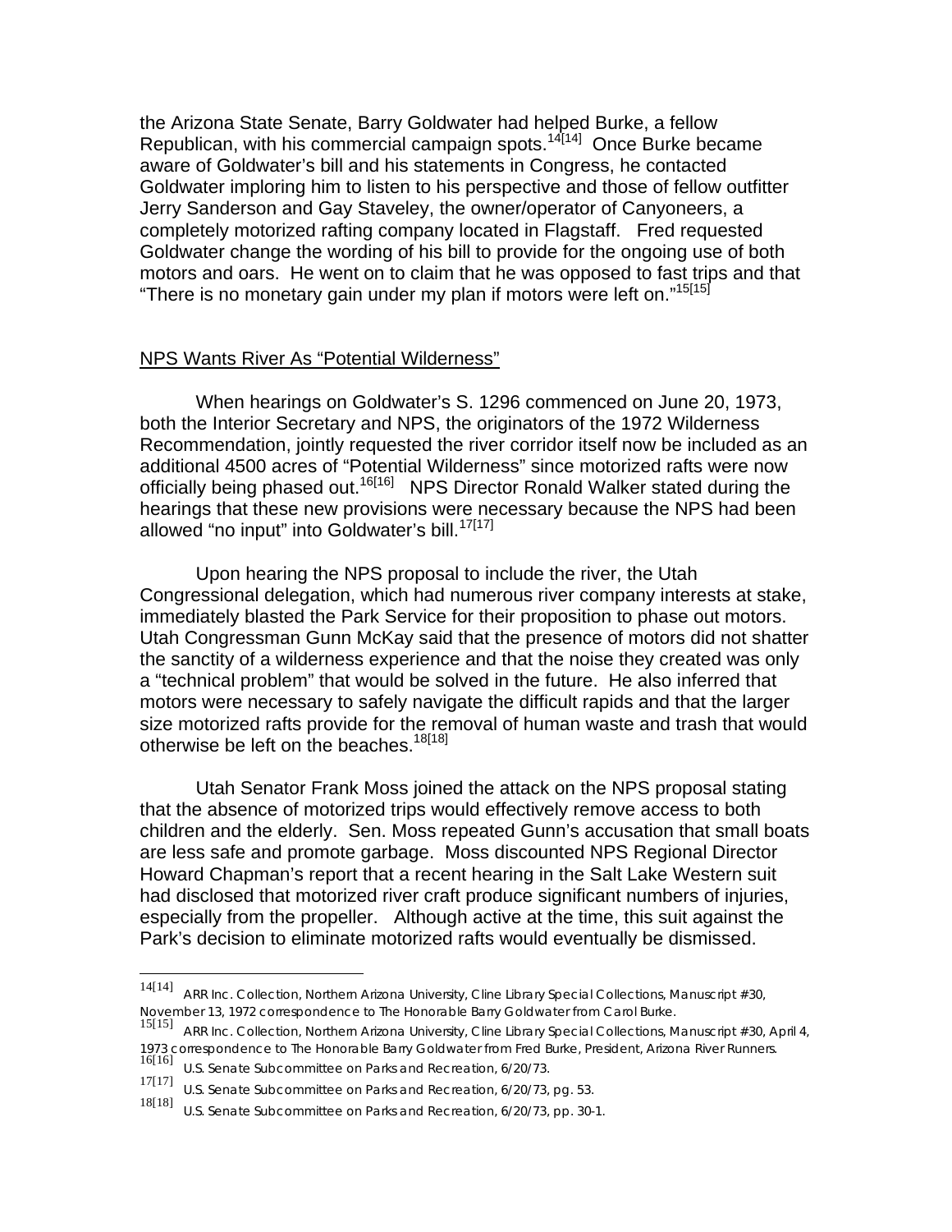the Arizona State Senate, Barry Goldwater had helped Burke, a fellow Republican, with his commercial campaign spots.[14] Once Burke became aware of Goldwater's bill and his statements in Congress, he contacted Goldwater imploring him to listen to his perspective and those of fellow outfitter Jerry Sanderson and Gay Staveley, the owner/operator of Canyoneers, a completely motorized rafting company located in Flagstaff. Fred requested Goldwater change the wording of his bill to provide for the ongoing use of both motors and oars. He went on to claim that he was opposed to fast trips and that "There is no monetary gain under my plan if motors were left on."[15]

## NPS Wants River As "Potential Wilderness"

When hearings on Goldwater's S. 1296 commenced on June 20, 1973, both the Interior Secretary and NPS, the originators of the 1972 Wilderness Recommendation, jointly requested the river corridor itself now be included as an additional 4500 acres of "Potential Wilderness" since motorized rafts were now officially being phased out.[16] NPS Director Ronald Walker stated during the hearings that these new provisions were necessary because the NPS had been allowed "no input" into Goldwater's bill.[17]

Upon hearing the NPS proposal to include the river, the Utah Congressional delegation, which had numerous river company interests at stake, immediately blasted the Park Service for their proposition to phase out motors. Utah Congressman Gunn McKay said that the presence of motors did not shatter the sanctity of a wilderness experience and that the noise they created was only a "technical problem" that would be solved in the future. He also inferred that motors were necessary to safely navigate the difficult rapids and that the larger size motorized rafts provide for the removal of human waste and trash that would otherwise be left on the beaches.[18]

Utah Senator Frank Moss joined the attack on the NPS proposal stating that the absence of motorized trips would effectively remove access to both children and the elderly. Sen. Moss repeated Gunn's accusation that small boats are less safe and promote garbage. Moss discounted NPS Regional Director Howard Chapman's report that a recent hearing in the Salt Lake Western suit had disclosed that motorized river craft produce significant numbers of injuries, especially from the propeller. Although active at the time, this suit against the Park's decision to eliminate motorized rafts would eventually be dismissed.

---

[14] ARR Inc. Collection, Northern Arizona University, Cline Library Special Collections, Manuscript #30, November 13, 1972 correspondence to The Honorable Barry Goldwater from Carol Burke.

[15] ARR Inc. Collection, Northern Arizona University, Cline Library Special Collections, Manuscript #30, April 4, 1973 correspondence to The Honorable Barry Goldwater from Fred Burke, President, Arizona River Runners.

[16] U.S. Senate Subcommittee on Parks and Recreation, 6/20/73.

[17] U.S. Senate Subcommittee on Parks and Recreation, 6/20/73, pg. 53.

[18] U.S. Senate Subcommittee on Parks and Recreation, 6/20/73, pp. 30-1.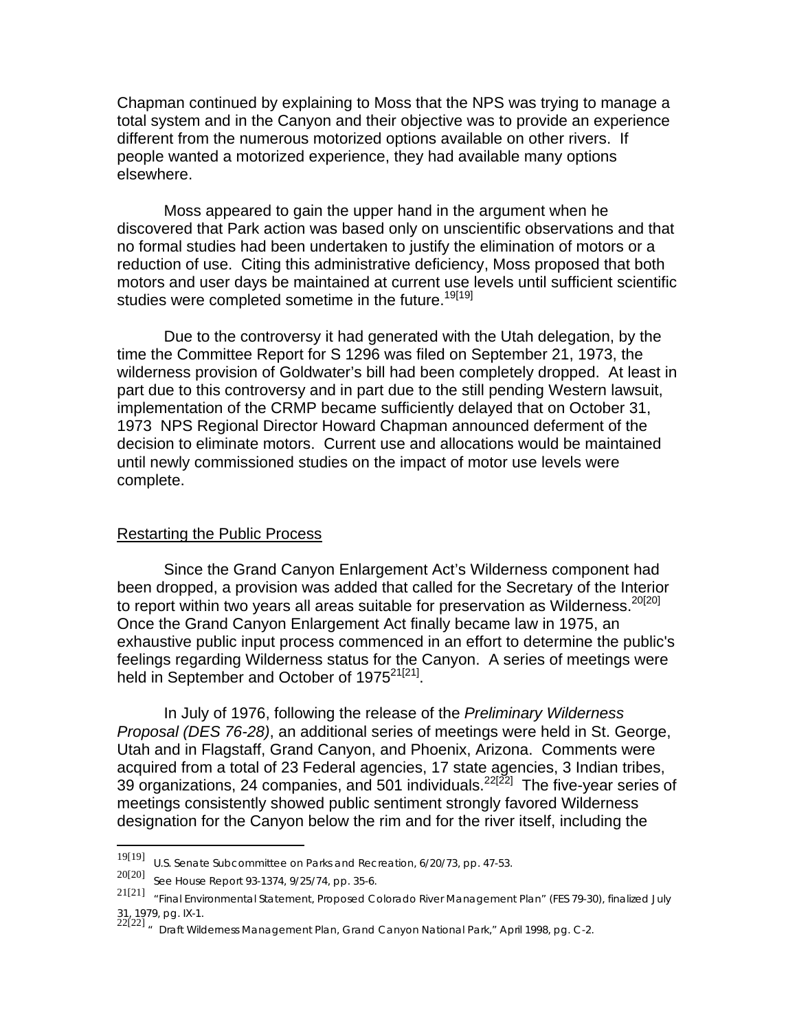Chapman continued by explaining to Moss that the NPS was trying to manage a total system and in the Canyon and their objective was to provide an experience different from the numerous motorized options available on other rivers. If people wanted a motorized experience, they had available many options elsewhere.

Moss appeared to gain the upper hand in the argument when he discovered that Park action was based only on unscientific observations and that no formal studies had been undertaken to justify the elimination of motors or a reduction of use. Citing this administrative deficiency, Moss proposed that both motors and user days be maintained at current use levels until sufficient scientific studies were completed sometime in the future.[19]

Due to the controversy it had generated with the Utah delegation, by the time the Committee Report for S 1296 was filed on September 21, 1973, the wilderness provision of Goldwater's bill had been completely dropped. At least in part due to this controversy and in part due to the still pending Western lawsuit, implementation of the CRMP became sufficiently delayed that on October 31, 1973 NPS Regional Director Howard Chapman announced deferment of the decision to eliminate motors. Current use and allocations would be maintained until newly commissioned studies on the impact of motor use levels were complete.

## Restarting the Public Process

Since the Grand Canyon Enlargement Act's Wilderness component had been dropped, a provision was added that called for the Secretary of the Interior to report within two years all areas suitable for preservation as Wilderness.[20] Once the Grand Canyon Enlargement Act finally became law in 1975, an exhaustive public input process commenced in an effort to determine the public's feelings regarding Wilderness status for the Canyon. A series of meetings were held in September and October of 1975[21].

In July of 1976, following the release of the *Preliminary Wilderness Proposal (DES 76-28)*, an additional series of meetings were held in St. George, Utah and in Flagstaff, Grand Canyon, and Phoenix, Arizona. Comments were acquired from a total of 23 Federal agencies, 17 state agencies, 3 Indian tribes, 39 organizations, 24 companies, and 501 individuals.[22] The five-year series of meetings consistently showed public sentiment strongly favored Wilderness designation for the Canyon below the rim and for the river itself, including the

---

[19] U.S. Senate Subcommittee on Parks and Recreation, 6/20/73, pp. 47-53.

[20] See House Report 93-1374, 9/25/74, pp. 35-6.

[21] "Final Environmental Statement, Proposed Colorado River Management Plan" (FES 79-30), finalized July 31, 1979, pg. IX-1.

[22] " Draft Wilderness Management Plan, Grand Canyon National Park," April 1998, pg. C-2.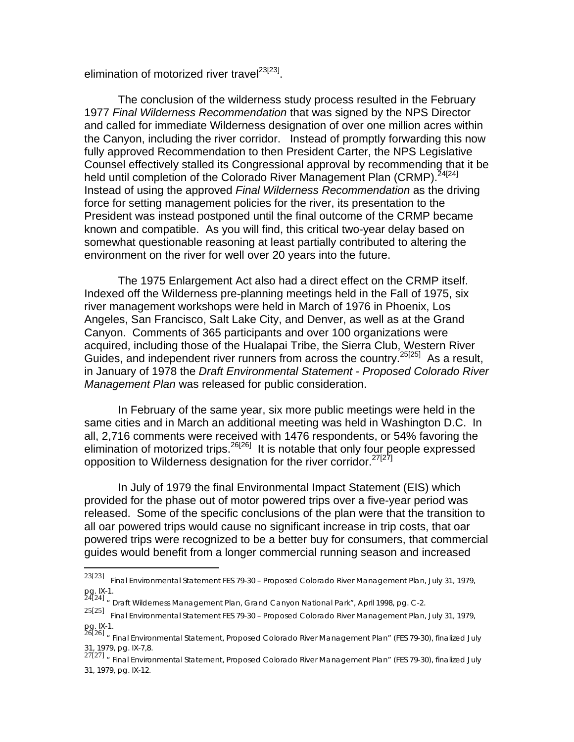elimination of motorized river travel[23[23]].

The conclusion of the wilderness study process resulted in the February 1977 *Final Wilderness Recommendation* that was signed by the NPS Director and called for immediate Wilderness designation of over one million acres within the Canyon, including the river corridor. Instead of promptly forwarding this now fully approved Recommendation to then President Carter, the NPS Legislative Counsel effectively stalled its Congressional approval by recommending that it be held until completion of the Colorado River Management Plan (CRMP).[24[24]] Instead of using the approved *Final Wilderness Recommendation* as the driving force for setting management policies for the river, its presentation to the President was instead postponed until the final outcome of the CRMP became known and compatible. As you will find, this critical two-year delay based on somewhat questionable reasoning at least partially contributed to altering the environment on the river for well over 20 years into the future.

The 1975 Enlargement Act also had a direct effect on the CRMP itself. Indexed off the Wilderness pre-planning meetings held in the Fall of 1975, six river management workshops were held in March of 1976 in Phoenix, Los Angeles, San Francisco, Salt Lake City, and Denver, as well as at the Grand Canyon. Comments of 365 participants and over 100 organizations were acquired, including those of the Hualapai Tribe, the Sierra Club, Western River Guides, and independent river runners from across the country.[25[25]] As a result, in January of 1978 the *Draft Environmental Statement - Proposed Colorado River Management Plan* was released for public consideration.

In February of the same year, six more public meetings were held in the same cities and in March an additional meeting was held in Washington D.C. In all, 2,716 comments were received with 1476 respondents, or 54% favoring the elimination of motorized trips.[26[26]] It is notable that only four people expressed opposition to Wilderness designation for the river corridor.[27[27]]

In July of 1979 the final Environmental Impact Statement (EIS) which provided for the phase out of motor powered trips over a five-year period was released. Some of the specific conclusions of the plan were that the transition to all oar powered trips would cause no significant increase in trip costs, that oar powered trips were recognized to be a better buy for consumers, that commercial guides would benefit from a longer commercial running season and increased

---

[23[23]] Final Environmental Statement FES 79-30 – Proposed Colorado River Management Plan, July 31, 1979, pg. IX-1.

[24[24]] " Draft Wilderness Management Plan, Grand Canyon National Park", April 1998, pg. C-2.

[25[25]] Final Environmental Statement FES 79-30 – Proposed Colorado River Management Plan, July 31, 1979, pg. IX-1.

[26[26]] " Final Environmental Statement, Proposed Colorado River Management Plan" (FES 79-30), finalized July 31, 1979, pg. IX-7,8.

[27[27]] " Final Environmental Statement, Proposed Colorado River Management Plan" (FES 79-30), finalized July 31, 1979, pg. IX-12.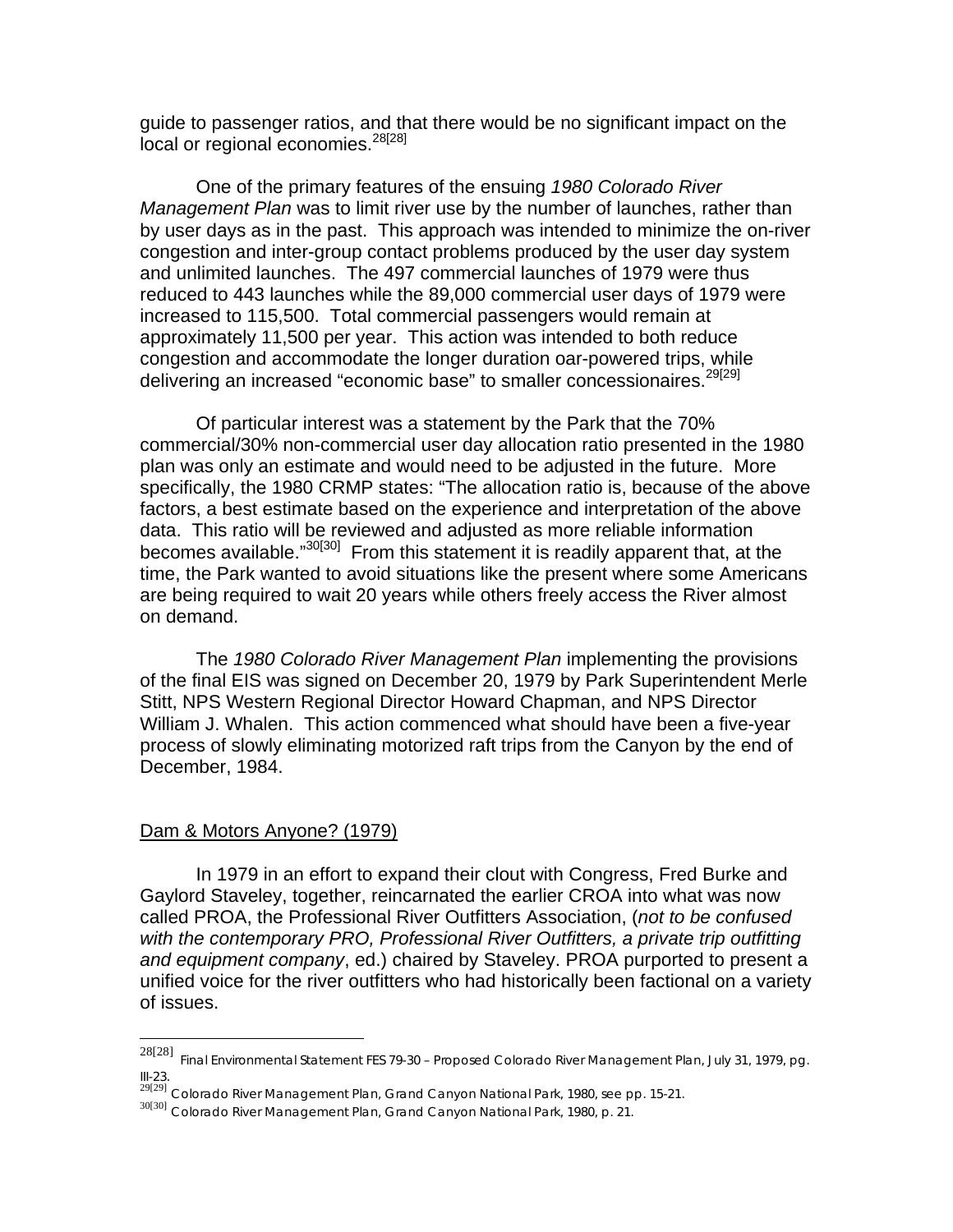guide to passenger ratios, and that there would be no significant impact on the local or regional economies.[28]

One of the primary features of the ensuing *1980 Colorado River Management Plan* was to limit river use by the number of launches, rather than by user days as in the past. This approach was intended to minimize the on-river congestion and inter-group contact problems produced by the user day system and unlimited launches. The 497 commercial launches of 1979 were thus reduced to 443 launches while the 89,000 commercial user days of 1979 were increased to 115,500. Total commercial passengers would remain at approximately 11,500 per year. This action was intended to both reduce congestion and accommodate the longer duration oar-powered trips, while delivering an increased "economic base" to smaller concessionaires.[29]

Of particular interest was a statement by the Park that the 70% commercial/30% non-commercial user day allocation ratio presented in the 1980 plan was only an estimate and would need to be adjusted in the future. More specifically, the 1980 CRMP states: "The allocation ratio is, because of the above factors, a best estimate based on the experience and interpretation of the above data. This ratio will be reviewed and adjusted as more reliable information becomes available."[30] From this statement it is readily apparent that, at the time, the Park wanted to avoid situations like the present where some Americans are being required to wait 20 years while others freely access the River almost on demand.

The *1980 Colorado River Management Plan* implementing the provisions of the final EIS was signed on December 20, 1979 by Park Superintendent Merle Stitt, NPS Western Regional Director Howard Chapman, and NPS Director William J. Whalen. This action commenced what should have been a five-year process of slowly eliminating motorized raft trips from the Canyon by the end of December, 1984.

## Dam & Motors Anyone? (1979)

In 1979 in an effort to expand their clout with Congress, Fred Burke and Gaylord Staveley, together, reincarnated the earlier CROA into what was now called PROA, the Professional River Outfitters Association, (*not to be confused with the contemporary PRO, Professional River Outfitters, a private trip outfitting and equipment company*, ed.) chaired by Staveley. PROA purported to present a unified voice for the river outfitters who had historically been factional on a variety of issues.

---

[28] Final Environmental Statement FES 79-30 – Proposed Colorado River Management Plan, July 31, 1979, pg. III-23.

[29] Colorado River Management Plan, Grand Canyon National Park, 1980, see pp. 15-21.

[30] Colorado River Management Plan, Grand Canyon National Park, 1980, p. 21.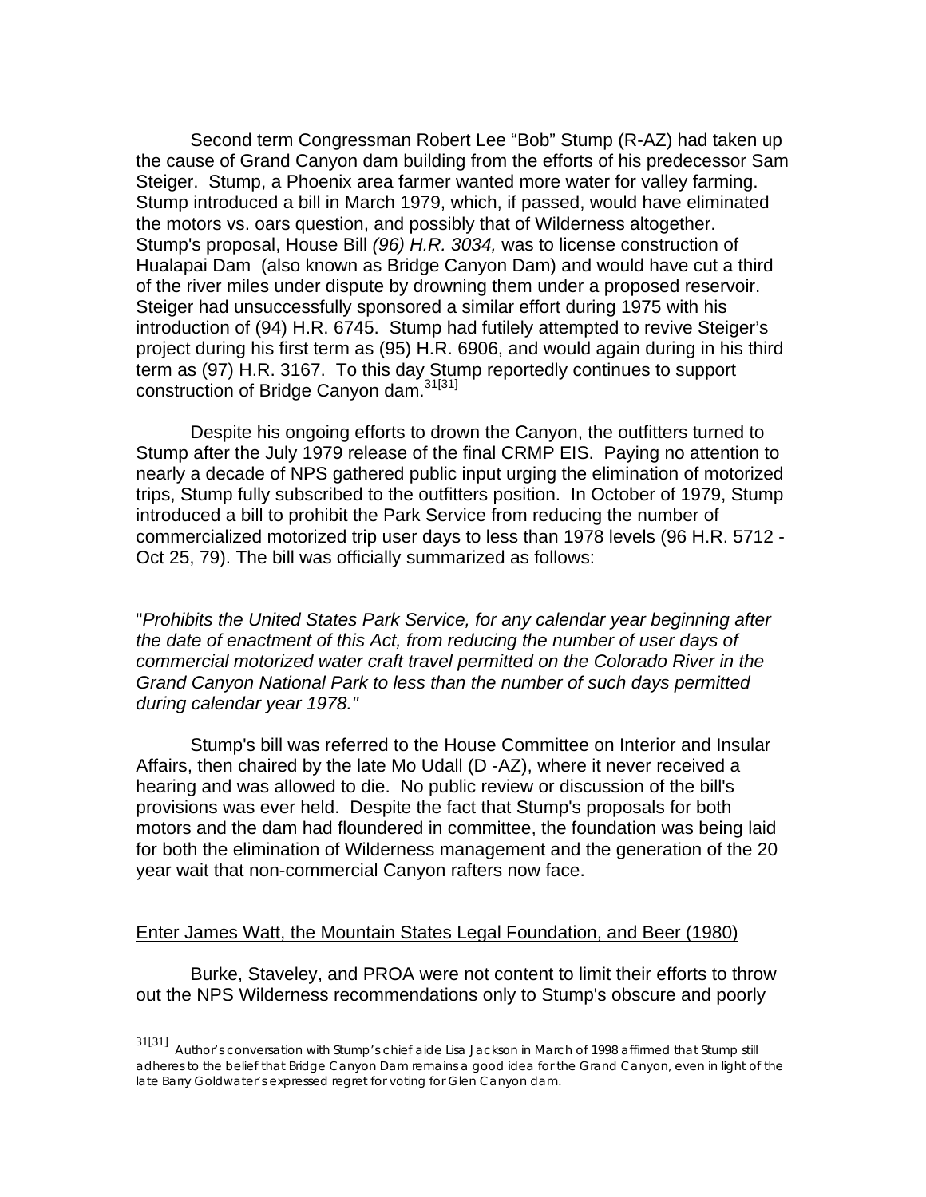Second term Congressman Robert Lee "Bob" Stump (R-AZ) had taken up the cause of Grand Canyon dam building from the efforts of his predecessor Sam Steiger. Stump, a Phoenix area farmer wanted more water for valley farming. Stump introduced a bill in March 1979, which, if passed, would have eliminated the motors vs. oars question, and possibly that of Wilderness altogether. Stump's proposal, House Bill *(96) H.R. 3034,* was to license construction of Hualapai Dam (also known as Bridge Canyon Dam) and would have cut a third of the river miles under dispute by drowning them under a proposed reservoir. Steiger had unsuccessfully sponsored a similar effort during 1975 with his introduction of (94) H.R. 6745. Stump had futilely attempted to revive Steiger's project during his first term as (95) H.R. 6906, and would again during in his third term as (97) H.R. 3167. To this day Stump reportedly continues to support construction of Bridge Canyon dam.[31[31]]

Despite his ongoing efforts to drown the Canyon, the outfitters turned to Stump after the July 1979 release of the final CRMP EIS. Paying no attention to nearly a decade of NPS gathered public input urging the elimination of motorized trips, Stump fully subscribed to the outfitters position. In October of 1979, Stump introduced a bill to prohibit the Park Service from reducing the number of commercialized motorized trip user days to less than 1978 levels (96 H.R. 5712 - Oct 25, 79). The bill was officially summarized as follows:

"*Prohibits the United States Park Service, for any calendar year beginning after the date of enactment of this Act, from reducing the number of user days of commercial motorized water craft travel permitted on the Colorado River in the Grand Canyon National Park to less than the number of such days permitted during calendar year 1978."*

Stump's bill was referred to the House Committee on Interior and Insular Affairs, then chaired by the late Mo Udall (D -AZ), where it never received a hearing and was allowed to die. No public review or discussion of the bill's provisions was ever held. Despite the fact that Stump's proposals for both motors and the dam had floundered in committee, the foundation was being laid for both the elimination of Wilderness management and the generation of the 20 year wait that non-commercial Canyon rafters now face.

<u>Enter James Watt, the Mountain States Legal Foundation, and Beer (1980)</u>

Burke, Staveley, and PROA were not content to limit their efforts to throw out the NPS Wilderness recommendations only to Stump's obscure and poorly

31[31] Author's conversation with Stump's chief aide Lisa Jackson in March of 1998 affirmed that Stump still adheres to the belief that Bridge Canyon Dam remains a good idea for the Grand Canyon, even in light of the late Barry Goldwater's expressed regret for voting for Glen Canyon dam.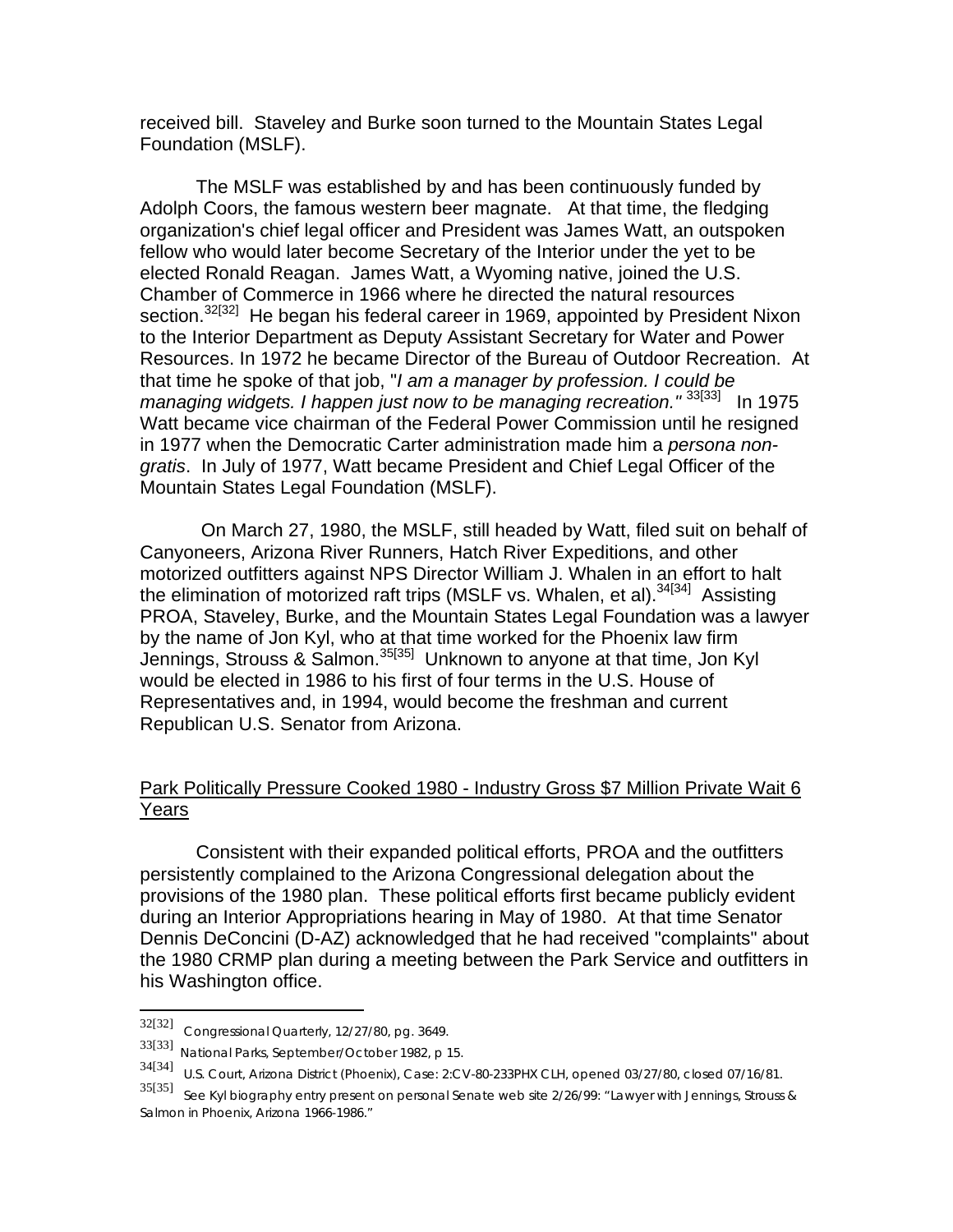received bill. Staveley and Burke soon turned to the Mountain States Legal Foundation (MSLF).

The MSLF was established by and has been continuously funded by Adolph Coors, the famous western beer magnate. At that time, the fledging organization's chief legal officer and President was James Watt, an outspoken fellow who would later become Secretary of the Interior under the yet to be elected Ronald Reagan. James Watt, a Wyoming native, joined the U.S. Chamber of Commerce in 1966 where he directed the natural resources section.[32[32]] He began his federal career in 1969, appointed by President Nixon to the Interior Department as Deputy Assistant Secretary for Water and Power Resources. In 1972 he became Director of the Bureau of Outdoor Recreation. At that time he spoke of that job, "*I am a manager by profession. I could be managing widgets. I happen just now to be managing recreation.*"[33[33]] In 1975 Watt became vice chairman of the Federal Power Commission until he resigned in 1977 when the Democratic Carter administration made him a *persona non-gratis*. In July of 1977, Watt became President and Chief Legal Officer of the Mountain States Legal Foundation (MSLF).

On March 27, 1980, the MSLF, still headed by Watt, filed suit on behalf of Canyoneers, Arizona River Runners, Hatch River Expeditions, and other motorized outfitters against NPS Director William J. Whalen in an effort to halt the elimination of motorized raft trips (MSLF vs. Whalen, et al).[34[34]] Assisting PROA, Staveley, Burke, and the Mountain States Legal Foundation was a lawyer by the name of Jon Kyl, who at that time worked for the Phoenix law firm Jennings, Strouss & Salmon.[35[35]] Unknown to anyone at that time, Jon Kyl would be elected in 1986 to his first of four terms in the U.S. House of Representatives and, in 1994, would become the freshman and current Republican U.S. Senator from Arizona.

<u>Park Politically Pressure Cooked 1980 - Industry Gross $7 Million Private Wait 6 Years</u>

Consistent with their expanded political efforts, PROA and the outfitters persistently complained to the Arizona Congressional delegation about the provisions of the 1980 plan. These political efforts first became publicly evident during an Interior Appropriations hearing in May of 1980. At that time Senator Dennis DeConcini (D-AZ) acknowledged that he had received "complaints" about the 1980 CRMP plan during a meeting between the Park Service and outfitters in his Washington office.

---

[32[32]] Congressional Quarterly, 12/27/80, pg. 3649.

[33[33]] National Parks, September/October 1982, p 15.

[34[34]] U.S. Court, Arizona District (Phoenix), Case: 2:CV-80-233PHX CLH, opened 03/27/80, closed 07/16/81.

[35[35]] See Kyl biography entry present on personal Senate web site 2/26/99: "Lawyer with Jennings, Strouss & Salmon in Phoenix, Arizona 1966-1986."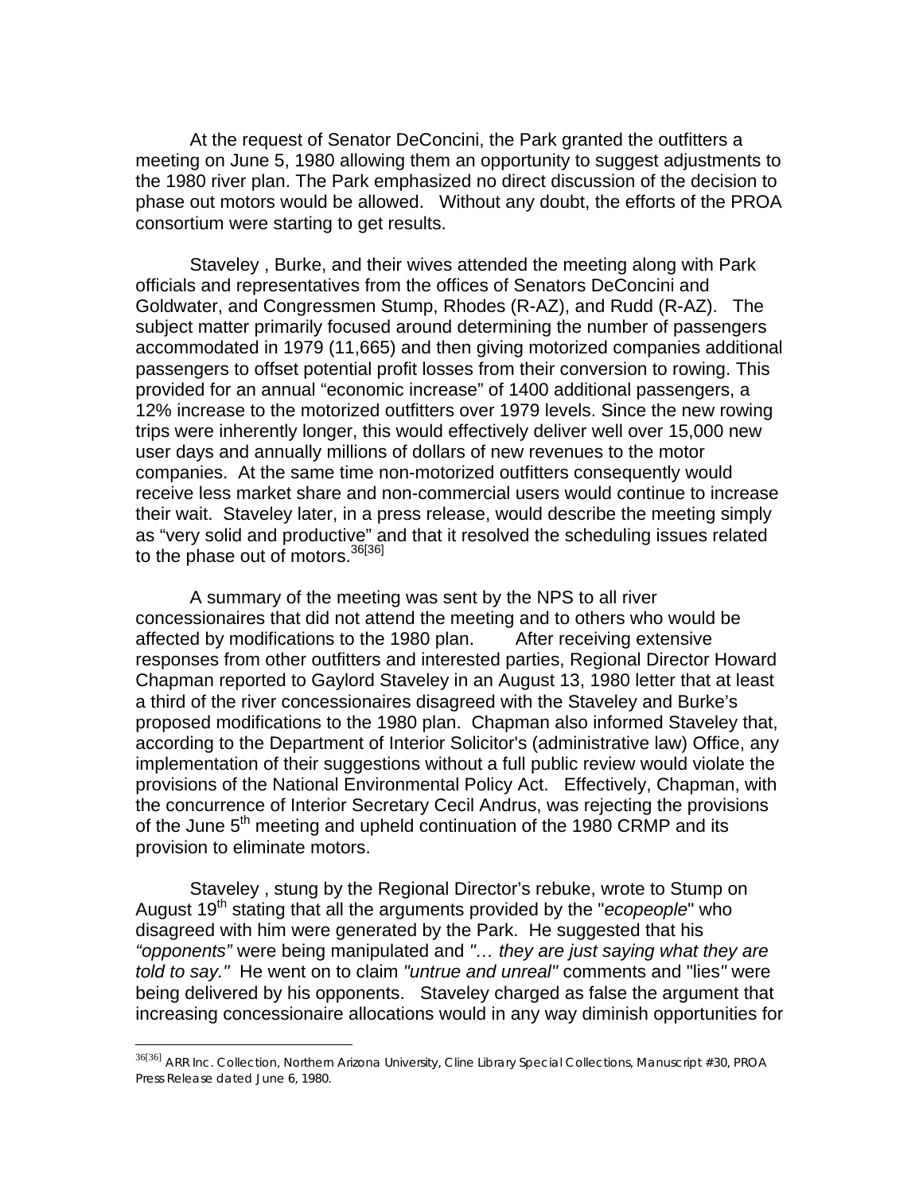At the request of Senator DeConcini, the Park granted the outfitters a meeting on June 5, 1980 allowing them an opportunity to suggest adjustments to the 1980 river plan. The Park emphasized no direct discussion of the decision to phase out motors would be allowed. Without any doubt, the efforts of the PROA consortium were starting to get results.

Staveley , Burke, and their wives attended the meeting along with Park officials and representatives from the offices of Senators DeConcini and Goldwater, and Congressmen Stump, Rhodes (R-AZ), and Rudd (R-AZ). The subject matter primarily focused around determining the number of passengers accommodated in 1979 (11,665) and then giving motorized companies additional passengers to offset potential profit losses from their conversion to rowing. This provided for an annual "economic increase" of 1400 additional passengers, a 12% increase to the motorized outfitters over 1979 levels. Since the new rowing trips were inherently longer, this would effectively deliver well over 15,000 new user days and annually millions of dollars of new revenues to the motor companies. At the same time non-motorized outfitters consequently would receive less market share and non-commercial users would continue to increase their wait. Staveley later, in a press release, would describe the meeting simply as "very solid and productive" and that it resolved the scheduling issues related to the phase out of motors.[36[36]]

A summary of the meeting was sent by the NPS to all river concessionaires that did not attend the meeting and to others who would be affected by modifications to the 1980 plan. After receiving extensive responses from other outfitters and interested parties, Regional Director Howard Chapman reported to Gaylord Staveley in an August 13, 1980 letter that at least a third of the river concessionaires disagreed with the Staveley and Burke's proposed modifications to the 1980 plan. Chapman also informed Staveley that, according to the Department of Interior Solicitor's (administrative law) Office, any implementation of their suggestions without a full public review would violate the provisions of the National Environmental Policy Act. Effectively, Chapman, with the concurrence of Interior Secretary Cecil Andrus, was rejecting the provisions of the June 5th meeting and upheld continuation of the 1980 CRMP and its provision to eliminate motors.

Staveley , stung by the Regional Director's rebuke, wrote to Stump on August 19th stating that all the arguments provided by the "*ecopeople*" who disagreed with him were generated by the Park. He suggested that his *"opponents"* were being manipulated and *"… they are just saying what they are told to say."* He went on to claim *"untrue and unreal"* comments and "lies*"* were being delivered by his opponents. Staveley charged as false the argument that increasing concessionaire allocations would in any way diminish opportunities for

---

[36[36]] ARR Inc. Collection, Northern Arizona University, Cline Library Special Collections, Manuscript #30, PROA Press Release dated June 6, 1980.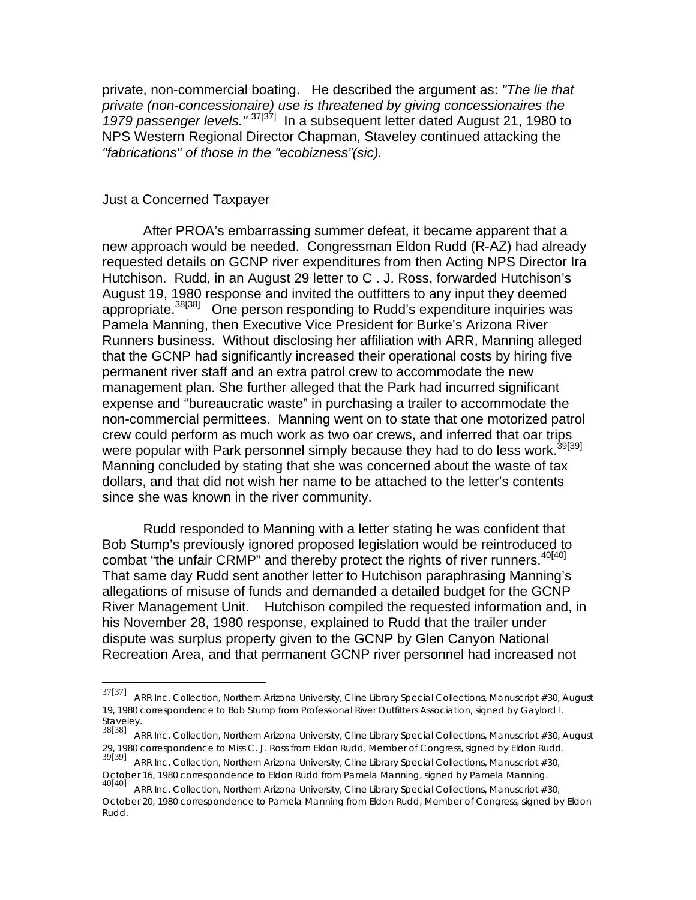private, non-commercial boating. He described the argument as: *"The lie that private (non-concessionaire) use is threatened by giving concessionaires the 1979 passenger levels."* [37] In a subsequent letter dated August 21, 1980 to NPS Western Regional Director Chapman, Staveley continued attacking the *"fabrications" of those in the "ecobizness"(sic).*

## Just a Concerned Taxpayer

After PROA's embarrassing summer defeat, it became apparent that a new approach would be needed. Congressman Eldon Rudd (R-AZ) had already requested details on GCNP river expenditures from then Acting NPS Director Ira Hutchison. Rudd, in an August 29 letter to C . J. Ross, forwarded Hutchison's August 19, 1980 response and invited the outfitters to any input they deemed appropriate.[38] One person responding to Rudd's expenditure inquiries was Pamela Manning, then Executive Vice President for Burke's Arizona River Runners business. Without disclosing her affiliation with ARR, Manning alleged that the GCNP had significantly increased their operational costs by hiring five permanent river staff and an extra patrol crew to accommodate the new management plan. She further alleged that the Park had incurred significant expense and "bureaucratic waste" in purchasing a trailer to accommodate the non-commercial permittees. Manning went on to state that one motorized patrol crew could perform as much work as two oar crews, and inferred that oar trips were popular with Park personnel simply because they had to do less work.[39] Manning concluded by stating that she was concerned about the waste of tax dollars, and that did not wish her name to be attached to the letter's contents since she was known in the river community.

Rudd responded to Manning with a letter stating he was confident that Bob Stump's previously ignored proposed legislation would be reintroduced to combat "the unfair CRMP" and thereby protect the rights of river runners.[40] That same day Rudd sent another letter to Hutchison paraphrasing Manning's allegations of misuse of funds and demanded a detailed budget for the GCNP River Management Unit. Hutchison compiled the requested information and, in his November 28, 1980 response, explained to Rudd that the trailer under dispute was surplus property given to the GCNP by Glen Canyon National Recreation Area, and that permanent GCNP river personnel had increased not

---

[37] ARR Inc. Collection, Northern Arizona University, Cline Library Special Collections, Manuscript #30, August 19, 1980 correspondence to Bob Stump from Professional River Outfitters Association, signed by Gaylord l. Staveley.

[38] ARR Inc. Collection, Northern Arizona University, Cline Library Special Collections, Manuscript #30, August 29, 1980 correspondence to Miss C. J. Ross from Eldon Rudd, Member of Congress, signed by Eldon Rudd.

[39] ARR Inc. Collection, Northern Arizona University, Cline Library Special Collections, Manuscript #30, October 16, 1980 correspondence to Eldon Rudd from Pamela Manning, signed by Pamela Manning.

[40] ARR Inc. Collection, Northern Arizona University, Cline Library Special Collections, Manuscript #30, October 20, 1980 correspondence to Pamela Manning from Eldon Rudd, Member of Congress, signed by Eldon Rudd.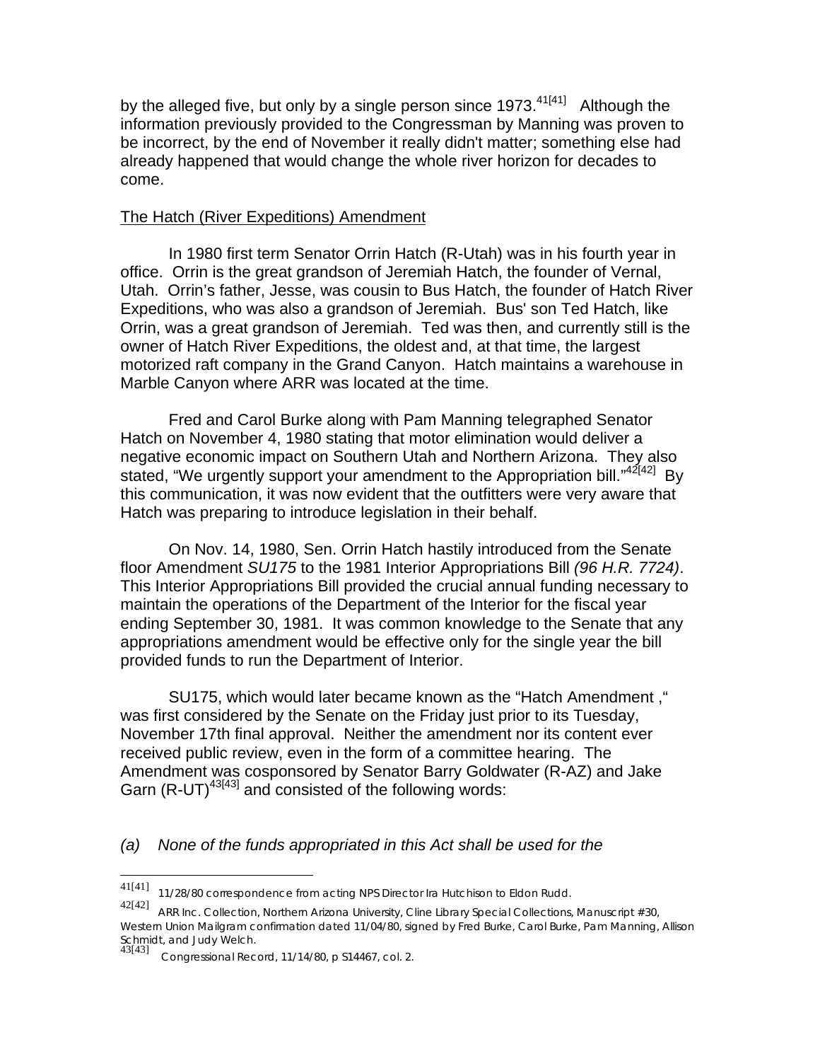by the alleged five, but only by a single person since 1973.[41[41]] Although the information previously provided to the Congressman by Manning was proven to be incorrect, by the end of November it really didn't matter; something else had already happened that would change the whole river horizon for decades to come.

The Hatch (River Expeditions) Amendment

In 1980 first term Senator Orrin Hatch (R-Utah) was in his fourth year in office. Orrin is the great grandson of Jeremiah Hatch, the founder of Vernal, Utah. Orrin's father, Jesse, was cousin to Bus Hatch, the founder of Hatch River Expeditions, who was also a grandson of Jeremiah. Bus' son Ted Hatch, like Orrin, was a great grandson of Jeremiah. Ted was then, and currently still is the owner of Hatch River Expeditions, the oldest and, at that time, the largest motorized raft company in the Grand Canyon. Hatch maintains a warehouse in Marble Canyon where ARR was located at the time.

Fred and Carol Burke along with Pam Manning telegraphed Senator Hatch on November 4, 1980 stating that motor elimination would deliver a negative economic impact on Southern Utah and Northern Arizona. They also stated, "We urgently support your amendment to the Appropriation bill."[42[42]] By this communication, it was now evident that the outfitters were very aware that Hatch was preparing to introduce legislation in their behalf.

On Nov. 14, 1980, Sen. Orrin Hatch hastily introduced from the Senate floor Amendment *SU175* to the 1981 Interior Appropriations Bill *(96 H.R. 7724)*. This Interior Appropriations Bill provided the crucial annual funding necessary to maintain the operations of the Department of the Interior for the fiscal year ending September 30, 1981. It was common knowledge to the Senate that any appropriations amendment would be effective only for the single year the bill provided funds to run the Department of Interior.

SU175, which would later became known as the "Hatch Amendment ," was first considered by the Senate on the Friday just prior to its Tuesday, November 17th final approval. Neither the amendment nor its content ever received public review, even in the form of a committee hearing. The Amendment was cosponsored by Senator Barry Goldwater (R-AZ) and Jake Garn (R-UT)[43[43]] and consisted of the following words:

*(a) None of the funds appropriated in this Act shall be used for the*

---

41[41] 11/28/80 correspondence from acting NPS Director Ira Hutchison to Eldon Rudd.

42[42] ARR Inc. Collection, Northern Arizona University, Cline Library Special Collections, Manuscript #30, Western Union Mailgram confirmation dated 11/04/80, signed by Fred Burke, Carol Burke, Pam Manning, Allison Schmidt, and Judy Welch.

43[43] Congressional Record, 11/14/80, p S14467, col. 2.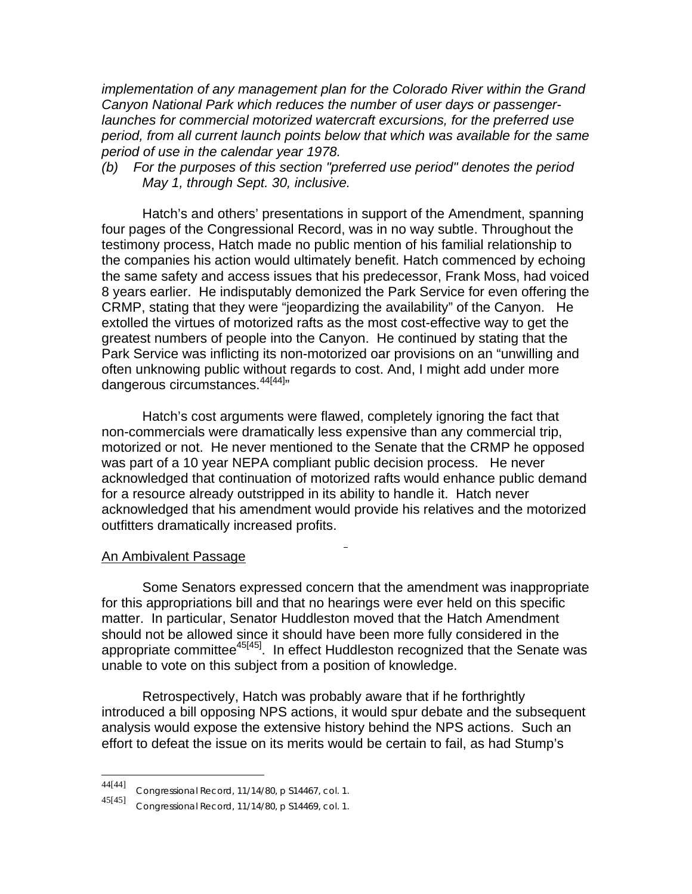*implementation of any management plan for the Colorado River within the Grand Canyon National Park which reduces the number of user days or passenger-launches for commercial motorized watercraft excursions, for the preferred use period, from all current launch points below that which was available for the same period of use in the calendar year 1978.*

*(b) For the purposes of this section "preferred use period" denotes the period May 1, through Sept. 30, inclusive.*

Hatch's and others' presentations in support of the Amendment, spanning four pages of the Congressional Record, was in no way subtle. Throughout the testimony process, Hatch made no public mention of his familial relationship to the companies his action would ultimately benefit. Hatch commenced by echoing the same safety and access issues that his predecessor, Frank Moss, had voiced 8 years earlier. He indisputably demonized the Park Service for even offering the CRMP, stating that they were "jeopardizing the availability" of the Canyon. He extolled the virtues of motorized rafts as the most cost-effective way to get the greatest numbers of people into the Canyon. He continued by stating that the Park Service was inflicting its non-motorized oar provisions on an "unwilling and often unknowing public without regards to cost. And, I might add under more dangerous circumstances.[44]"

Hatch's cost arguments were flawed, completely ignoring the fact that non-commercials were dramatically less expensive than any commercial trip, motorized or not. He never mentioned to the Senate that the CRMP he opposed was part of a 10 year NEPA compliant public decision process. He never acknowledged that continuation of motorized rafts would enhance public demand for a resource already outstripped in its ability to handle it. Hatch never acknowledged that his amendment would provide his relatives and the motorized outfitters dramatically increased profits.

## An Ambivalent Passage

Some Senators expressed concern that the amendment was inappropriate for this appropriations bill and that no hearings were ever held on this specific matter. In particular, Senator Huddleston moved that the Hatch Amendment should not be allowed since it should have been more fully considered in the appropriate committee[45]. In effect Huddleston recognized that the Senate was unable to vote on this subject from a position of knowledge.

Retrospectively, Hatch was probably aware that if he forthrightly introduced a bill opposing NPS actions, it would spur debate and the subsequent analysis would expose the extensive history behind the NPS actions. Such an effort to defeat the issue on its merits would be certain to fail, as had Stump's

---

[44] Congressional Record, 11/14/80, p S14467, col. 1.

[45] Congressional Record, 11/14/80, p S14469, col. 1.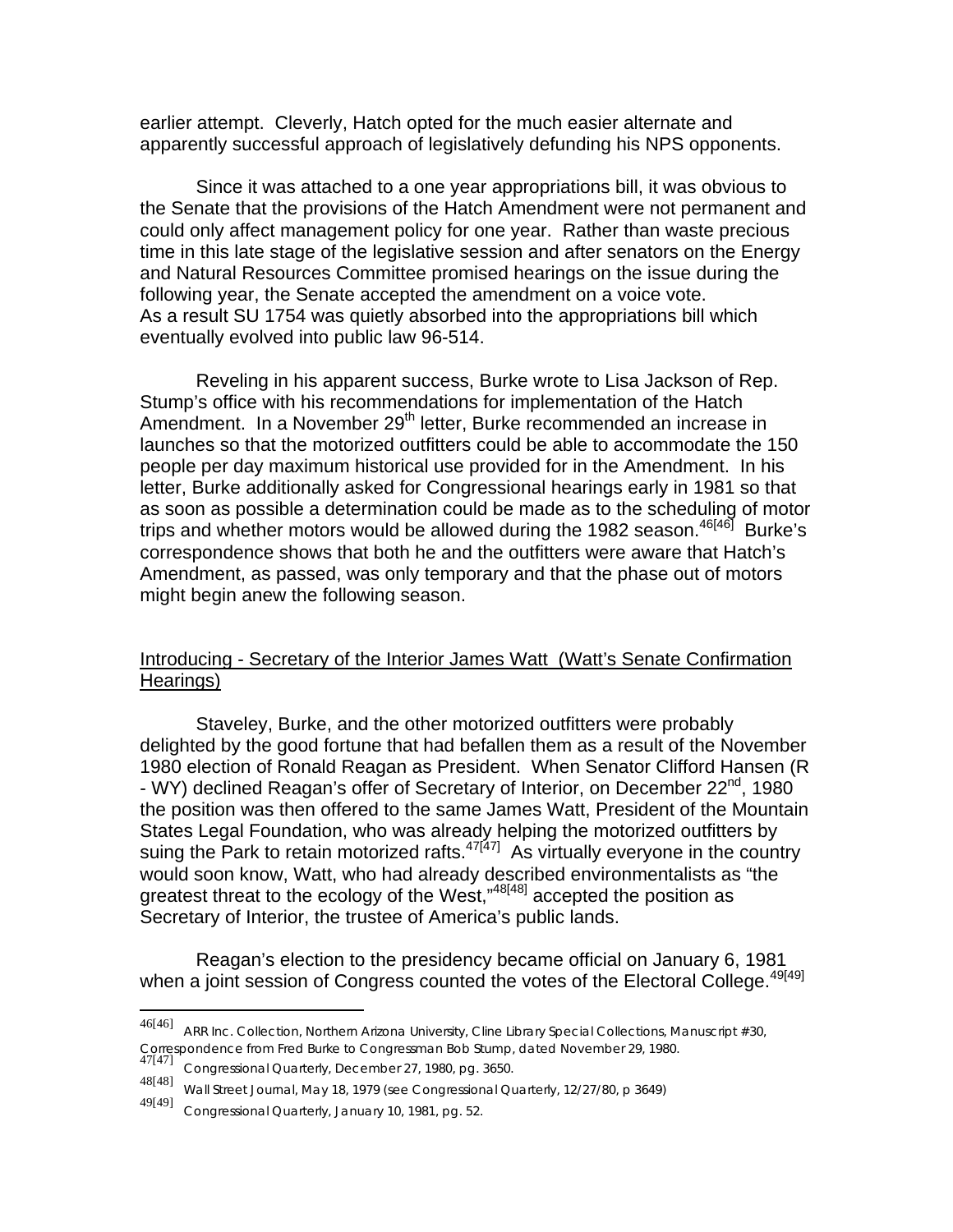earlier attempt. Cleverly, Hatch opted for the much easier alternate and apparently successful approach of legislatively defunding his NPS opponents.

Since it was attached to a one year appropriations bill, it was obvious to the Senate that the provisions of the Hatch Amendment were not permanent and could only affect management policy for one year. Rather than waste precious time in this late stage of the legislative session and after senators on the Energy and Natural Resources Committee promised hearings on the issue during the following year, the Senate accepted the amendment on a voice vote. As a result SU 1754 was quietly absorbed into the appropriations bill which eventually evolved into public law 96-514.

Reveling in his apparent success, Burke wrote to Lisa Jackson of Rep. Stump's office with his recommendations for implementation of the Hatch Amendment. In a November 29th letter, Burke recommended an increase in launches so that the motorized outfitters could be able to accommodate the 150 people per day maximum historical use provided for in the Amendment. In his letter, Burke additionally asked for Congressional hearings early in 1981 so that as soon as possible a determination could be made as to the scheduling of motor trips and whether motors would be allowed during the 1982 season.[46[46]] Burke's correspondence shows that both he and the outfitters were aware that Hatch's Amendment, as passed, was only temporary and that the phase out of motors might begin anew the following season.

## Introducing - Secretary of the Interior James Watt (Watt's Senate Confirmation Hearings)

Staveley, Burke, and the other motorized outfitters were probably delighted by the good fortune that had befallen them as a result of the November 1980 election of Ronald Reagan as President. When Senator Clifford Hansen (R - WY) declined Reagan's offer of Secretary of Interior, on December 22nd, 1980 the position was then offered to the same James Watt, President of the Mountain States Legal Foundation, who was already helping the motorized outfitters by suing the Park to retain motorized rafts.[47[47]] As virtually everyone in the country would soon know, Watt, who had already described environmentalists as "the greatest threat to the ecology of the West,"[48[48]] accepted the position as Secretary of Interior, the trustee of America's public lands.

Reagan's election to the presidency became official on January 6, 1981 when a joint session of Congress counted the votes of the Electoral College.[49[49]]

---

46[46] ARR Inc. Collection, Northern Arizona University, Cline Library Special Collections, Manuscript #30, Correspondence from Fred Burke to Congressman Bob Stump, dated November 29, 1980.

47[47] Congressional Quarterly, December 27, 1980, pg. 3650.

48[48] Wall Street Journal, May 18, 1979 (see Congressional Quarterly, 12/27/80, p 3649)

49[49] Congressional Quarterly, January 10, 1981, pg. 52.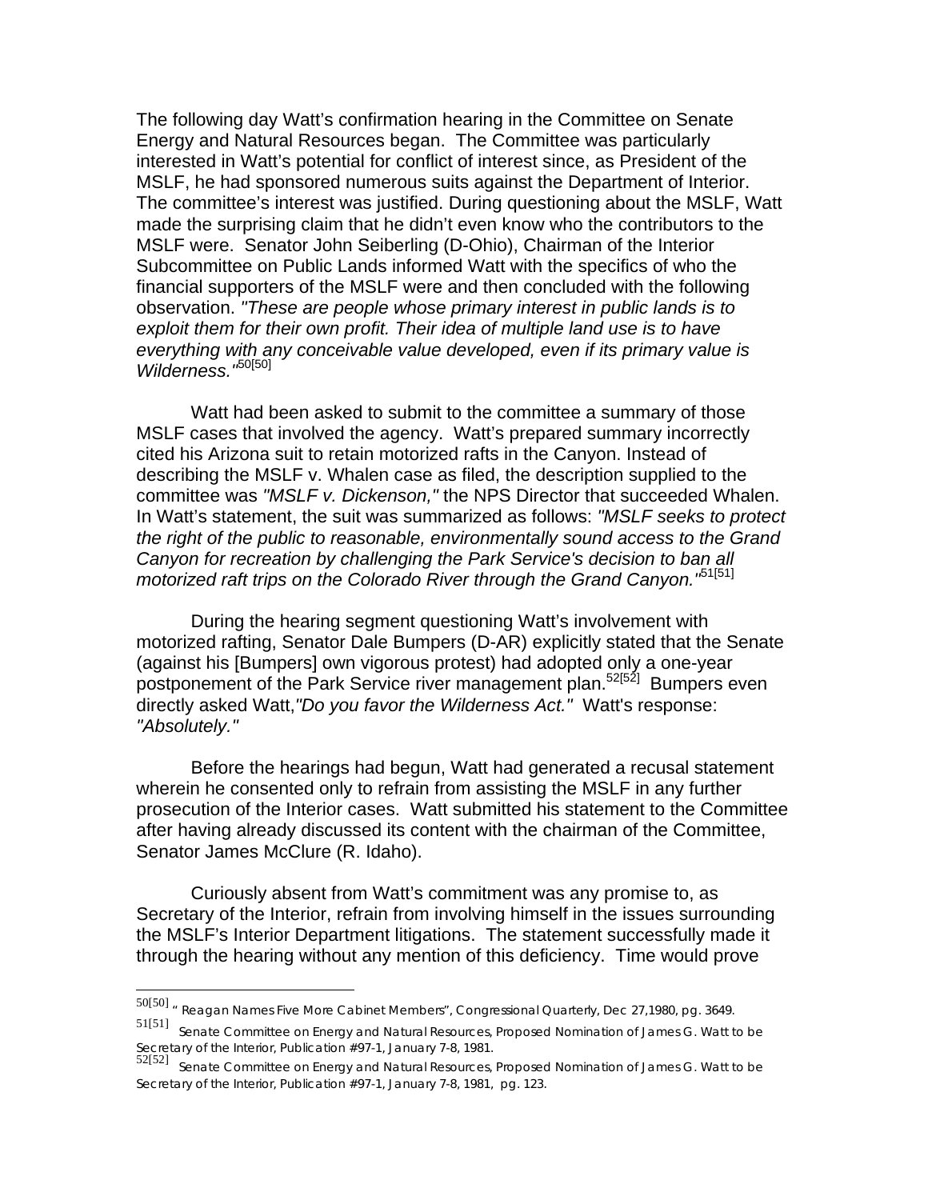The following day Watt's confirmation hearing in the Committee on Senate Energy and Natural Resources began. The Committee was particularly interested in Watt's potential for conflict of interest since, as President of the MSLF, he had sponsored numerous suits against the Department of Interior. The committee's interest was justified. During questioning about the MSLF, Watt made the surprising claim that he didn't even know who the contributors to the MSLF were. Senator John Seiberling (D-Ohio), Chairman of the Interior Subcommittee on Public Lands informed Watt with the specifics of who the financial supporters of the MSLF were and then concluded with the following observation. *"These are people whose primary interest in public lands is to exploit them for their own profit. Their idea of multiple land use is to have everything with any conceivable value developed, even if its primary value is Wilderness."*[50]

Watt had been asked to submit to the committee a summary of those MSLF cases that involved the agency. Watt's prepared summary incorrectly cited his Arizona suit to retain motorized rafts in the Canyon. Instead of describing the MSLF v. Whalen case as filed, the description supplied to the committee was *"MSLF v. Dickenson,"* the NPS Director that succeeded Whalen. In Watt's statement, the suit was summarized as follows: *"MSLF seeks to protect the right of the public to reasonable, environmentally sound access to the Grand Canyon for recreation by challenging the Park Service's decision to ban all motorized raft trips on the Colorado River through the Grand Canyon."*[51]

During the hearing segment questioning Watt's involvement with motorized rafting, Senator Dale Bumpers (D-AR) explicitly stated that the Senate (against his [Bumpers] own vigorous protest) had adopted only a one-year postponement of the Park Service river management plan.[52] Bumpers even directly asked Watt,*"Do you favor the Wilderness Act."* Watt's response: *"Absolutely."*

Before the hearings had begun, Watt had generated a recusal statement wherein he consented only to refrain from assisting the MSLF in any further prosecution of the Interior cases. Watt submitted his statement to the Committee after having already discussed its content with the chairman of the Committee, Senator James McClure (R. Idaho).

Curiously absent from Watt's commitment was any promise to, as Secretary of the Interior, refrain from involving himself in the issues surrounding the MSLF's Interior Department litigations. The statement successfully made it through the hearing without any mention of this deficiency. Time would prove

---

[50] " Reagan Names Five More Cabinet Members", Congressional Quarterly, Dec 27,1980, pg. 3649.

[51] Senate Committee on Energy and Natural Resources, Proposed Nomination of James G. Watt to be Secretary of the Interior, Publication #97-1, January 7-8, 1981.

[52] Senate Committee on Energy and Natural Resources, Proposed Nomination of James G. Watt to be Secretary of the Interior, Publication #97-1, January 7-8, 1981, pg. 123.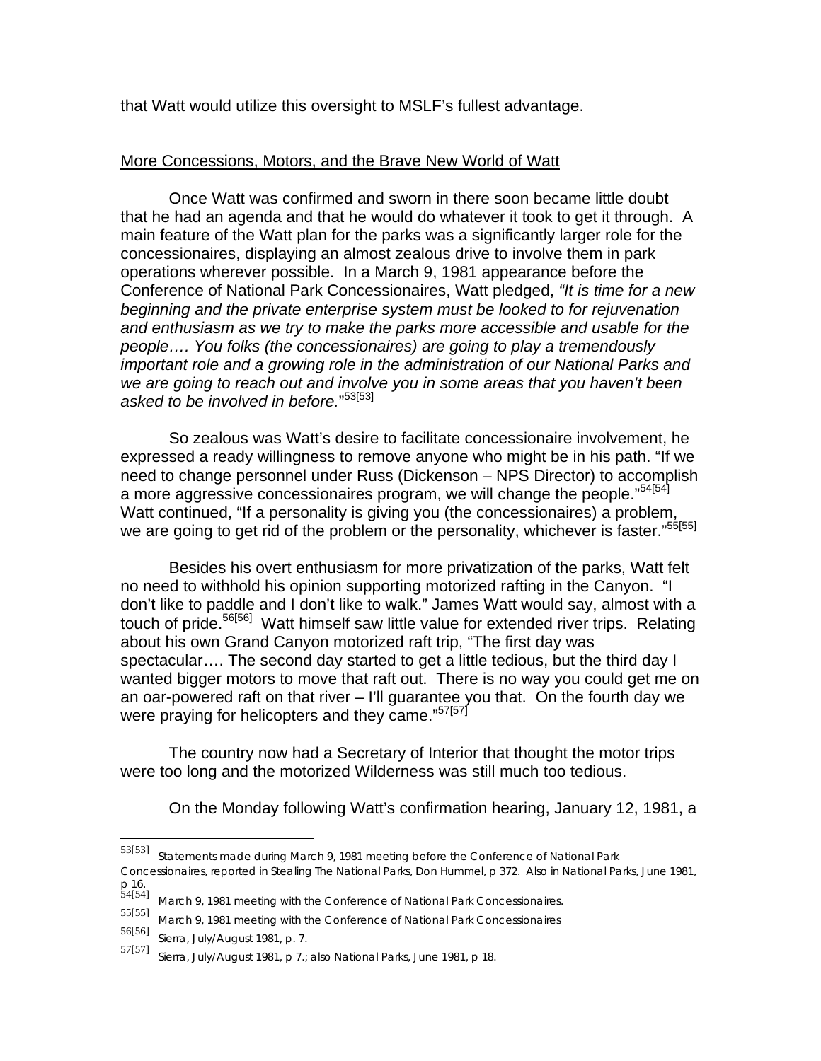that Watt would utilize this oversight to MSLF's fullest advantage.

More Concessions, Motors, and the Brave New World of Watt

Once Watt was confirmed and sworn in there soon became little doubt that he had an agenda and that he would do whatever it took to get it through. A main feature of the Watt plan for the parks was a significantly larger role for the concessionaires, displaying an almost zealous drive to involve them in park operations wherever possible. In a March 9, 1981 appearance before the Conference of National Park Concessionaires, Watt pledged, *"It is time for a new beginning and the private enterprise system must be looked to for rejuvenation and enthusiasm as we try to make the parks more accessible and usable for the people…. You folks (the concessionaires) are going to play a tremendously important role and a growing role in the administration of our National Parks and we are going to reach out and involve you in some areas that you haven't been asked to be involved in before."*[53[53]]

So zealous was Watt's desire to facilitate concessionaire involvement, he expressed a ready willingness to remove anyone who might be in his path. "If we need to change personnel under Russ (Dickenson – NPS Director) to accomplish a more aggressive concessionaires program, we will change the people."[54[54]] Watt continued, "If a personality is giving you (the concessionaires) a problem, we are going to get rid of the problem or the personality, whichever is faster."[55[55]]

Besides his overt enthusiasm for more privatization of the parks, Watt felt no need to withhold his opinion supporting motorized rafting in the Canyon. "I don't like to paddle and I don't like to walk." James Watt would say, almost with a touch of pride.[56[56]] Watt himself saw little value for extended river trips. Relating about his own Grand Canyon motorized raft trip, "The first day was spectacular…. The second day started to get a little tedious, but the third day I wanted bigger motors to move that raft out. There is no way you could get me on an oar-powered raft on that river – I'll guarantee you that. On the fourth day we were praying for helicopters and they came."[57[57]]

The country now had a Secretary of Interior that thought the motor trips were too long and the motorized Wilderness was still much too tedious.

On the Monday following Watt's confirmation hearing, January 12, 1981, a

---

53[53] Statements made during March 9, 1981 meeting before the Conference of National Park Concessionaires, reported in *Stealing The National Parks*, Don Hummel, p 372. Also in *National Parks*, June 1981, p 16.

54[54] March 9, 1981 meeting with the Conference of National Park Concessionaires.

55[55] March 9, 1981 meeting with the Conference of National Park Concessionaires

56[56] *Sierra*, July/August 1981, p. 7.

57[57] *Sierra*, July/August 1981, p 7.; also *National Parks*, June 1981, p 18.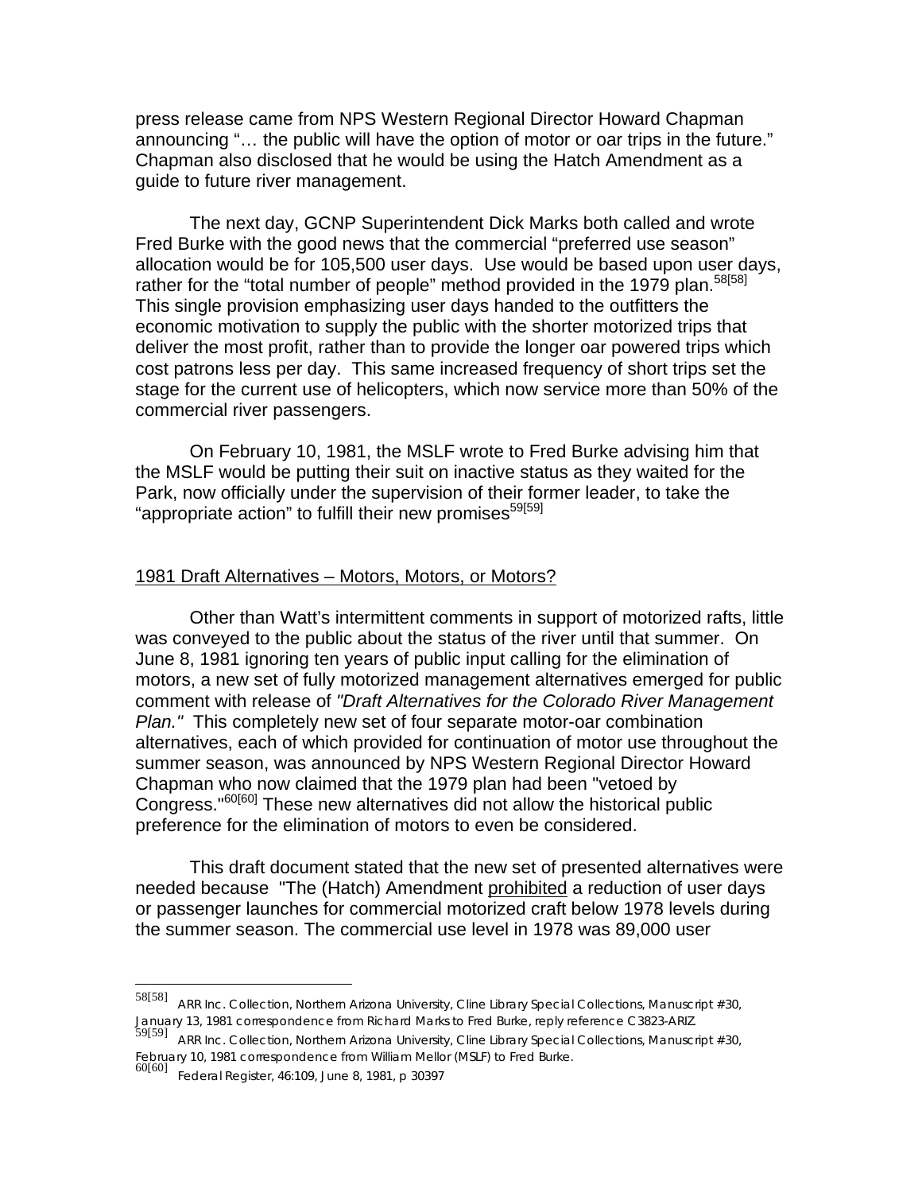press release came from NPS Western Regional Director Howard Chapman announcing "… the public will have the option of motor or oar trips in the future." Chapman also disclosed that he would be using the Hatch Amendment as a guide to future river management.

The next day, GCNP Superintendent Dick Marks both called and wrote Fred Burke with the good news that the commercial "preferred use season" allocation would be for 105,500 user days. Use would be based upon user days, rather for the "total number of people" method provided in the 1979 plan.[58[58]] This single provision emphasizing user days handed to the outfitters the economic motivation to supply the public with the shorter motorized trips that deliver the most profit, rather than to provide the longer oar powered trips which cost patrons less per day. This same increased frequency of short trips set the stage for the current use of helicopters, which now service more than 50% of the commercial river passengers.

On February 10, 1981, the MSLF wrote to Fred Burke advising him that the MSLF would be putting their suit on inactive status as they waited for the Park, now officially under the supervision of their former leader, to take the "appropriate action" to fulfill their new promises[59[59]]

## 1981 Draft Alternatives – Motors, Motors, or Motors?

Other than Watt's intermittent comments in support of motorized rafts, little was conveyed to the public about the status of the river until that summer. On June 8, 1981 ignoring ten years of public input calling for the elimination of motors, a new set of fully motorized management alternatives emerged for public comment with release of *"Draft Alternatives for the Colorado River Management Plan."* This completely new set of four separate motor-oar combination alternatives, each of which provided for continuation of motor use throughout the summer season, was announced by NPS Western Regional Director Howard Chapman who now claimed that the 1979 plan had been "vetoed by Congress."[60[60]] These new alternatives did not allow the historical public preference for the elimination of motors to even be considered.

This draft document stated that the new set of presented alternatives were needed because "The (Hatch) Amendment prohibited a reduction of user days or passenger launches for commercial motorized craft below 1978 levels during the summer season. The commercial use level in 1978 was 89,000 user

---

[58[58]] ARR Inc. Collection, Northern Arizona University, Cline Library Special Collections, Manuscript #30, January 13, 1981 correspondence from Richard Marks to Fred Burke, reply reference C3823-ARIZ

[59[59]] ARR Inc. Collection, Northern Arizona University, Cline Library Special Collections, Manuscript #30, February 10, 1981 correspondence from William Mellor (MSLF) to Fred Burke.

[60[60]] Federal Register, 46:109, June 8, 1981, p 30397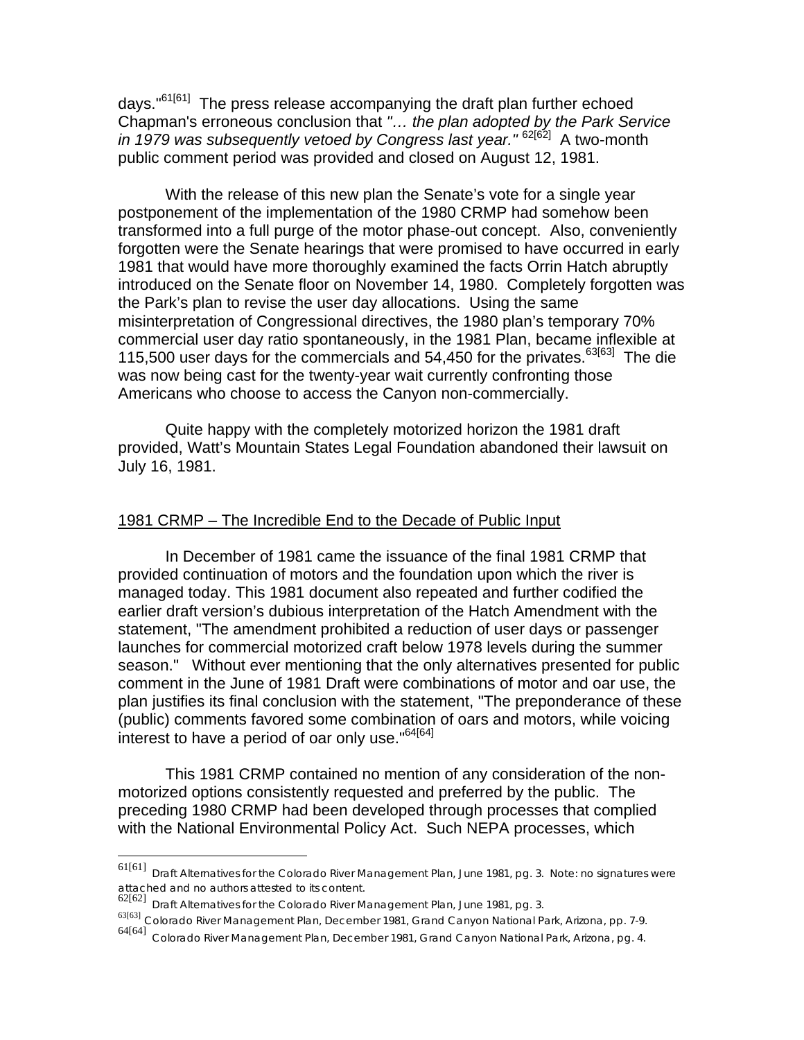days."[61[61]] The press release accompanying the draft plan further echoed Chapman's erroneous conclusion that *"… the plan adopted by the Park Service in 1979 was subsequently vetoed by Congress last year."* [62[62]] A two-month public comment period was provided and closed on August 12, 1981.

With the release of this new plan the Senate's vote for a single year postponement of the implementation of the 1980 CRMP had somehow been transformed into a full purge of the motor phase-out concept. Also, conveniently forgotten were the Senate hearings that were promised to have occurred in early 1981 that would have more thoroughly examined the facts Orrin Hatch abruptly introduced on the Senate floor on November 14, 1980. Completely forgotten was the Park's plan to revise the user day allocations. Using the same misinterpretation of Congressional directives, the 1980 plan's temporary 70% commercial user day ratio spontaneously, in the 1981 Plan, became inflexible at 115,500 user days for the commercials and 54,450 for the privates.[63[63]] The die was now being cast for the twenty-year wait currently confronting those Americans who choose to access the Canyon non-commercially.

Quite happy with the completely motorized horizon the 1981 draft provided, Watt's Mountain States Legal Foundation abandoned their lawsuit on July 16, 1981.

<u>1981 CRMP – The Incredible End to the Decade of Public Input</u>

In December of 1981 came the issuance of the final 1981 CRMP that provided continuation of motors and the foundation upon which the river is managed today. This 1981 document also repeated and further codified the earlier draft version's dubious interpretation of the Hatch Amendment with the statement, "The amendment prohibited a reduction of user days or passenger launches for commercial motorized craft below 1978 levels during the summer season." Without ever mentioning that the only alternatives presented for public comment in the June of 1981 Draft were combinations of motor and oar use, the plan justifies its final conclusion with the statement, "The preponderance of these (public) comments favored some combination of oars and motors, while voicing interest to have a period of oar only use."[64[64]]

This 1981 CRMP contained no mention of any consideration of the non-motorized options consistently requested and preferred by the public. The preceding 1980 CRMP had been developed through processes that complied with the National Environmental Policy Act. Such NEPA processes, which

---

61[61] Draft Alternatives for the Colorado River Management Plan, June 1981, pg. 3. Note: no signatures were attached and no authors attested to its content.

62[62] Draft Alternatives for the Colorado River Management Plan, June 1981, pg. 3.

63[63] Colorado River Management Plan, December 1981, Grand Canyon National Park, Arizona, pp. 7-9.

64[64] Colorado River Management Plan, December 1981, Grand Canyon National Park, Arizona, pg. 4.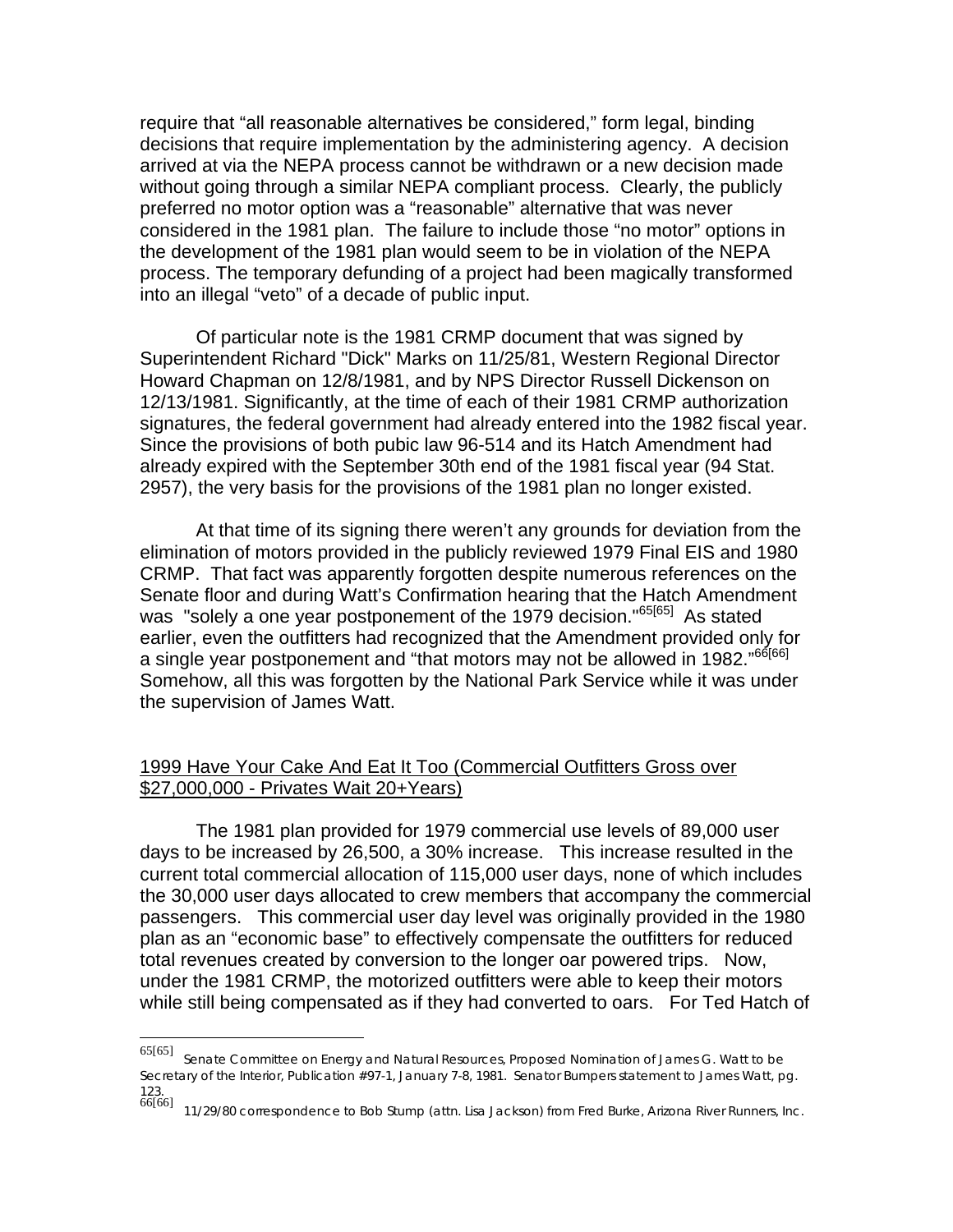require that "all reasonable alternatives be considered," form legal, binding decisions that require implementation by the administering agency. A decision arrived at via the NEPA process cannot be withdrawn or a new decision made without going through a similar NEPA compliant process. Clearly, the publicly preferred no motor option was a "reasonable" alternative that was never considered in the 1981 plan. The failure to include those "no motor" options in the development of the 1981 plan would seem to be in violation of the NEPA process. The temporary defunding of a project had been magically transformed into an illegal "veto" of a decade of public input.

Of particular note is the 1981 CRMP document that was signed by Superintendent Richard "Dick" Marks on 11/25/81, Western Regional Director Howard Chapman on 12/8/1981, and by NPS Director Russell Dickenson on 12/13/1981. Significantly, at the time of each of their 1981 CRMP authorization signatures, the federal government had already entered into the 1982 fiscal year. Since the provisions of both pubic law 96-514 and its Hatch Amendment had already expired with the September 30th end of the 1981 fiscal year (94 Stat. 2957), the very basis for the provisions of the 1981 plan no longer existed.

At that time of its signing there weren't any grounds for deviation from the elimination of motors provided in the publicly reviewed 1979 Final EIS and 1980 CRMP. That fact was apparently forgotten despite numerous references on the Senate floor and during Watt's Confirmation hearing that the Hatch Amendment was "solely a one year postponement of the 1979 decision."[65][65] As stated earlier, even the outfitters had recognized that the Amendment provided only for a single year postponement and "that motors may not be allowed in 1982."[66][66] Somehow, all this was forgotten by the National Park Service while it was under the supervision of James Watt.

## 1999 Have Your Cake And Eat It Too (Commercial Outfitters Gross over $27,000,000 - Privates Wait 20+Years)

The 1981 plan provided for 1979 commercial use levels of 89,000 user days to be increased by 26,500, a 30% increase. This increase resulted in the current total commercial allocation of 115,000 user days, none of which includes the 30,000 user days allocated to crew members that accompany the commercial passengers. This commercial user day level was originally provided in the 1980 plan as an "economic base" to effectively compensate the outfitters for reduced total revenues created by conversion to the longer oar powered trips. Now, under the 1981 CRMP, the motorized outfitters were able to keep their motors while still being compensated as if they had converted to oars. For Ted Hatch of

---

65[65] Senate Committee on Energy and Natural Resources, Proposed Nomination of James G. Watt to be Secretary of the Interior, Publication #97-1, January 7-8, 1981. Senator Bumpers statement to James Watt, pg. 123.

66[66] 11/29/80 correspondence to Bob Stump (attn. Lisa Jackson) from Fred Burke, Arizona River Runners, Inc.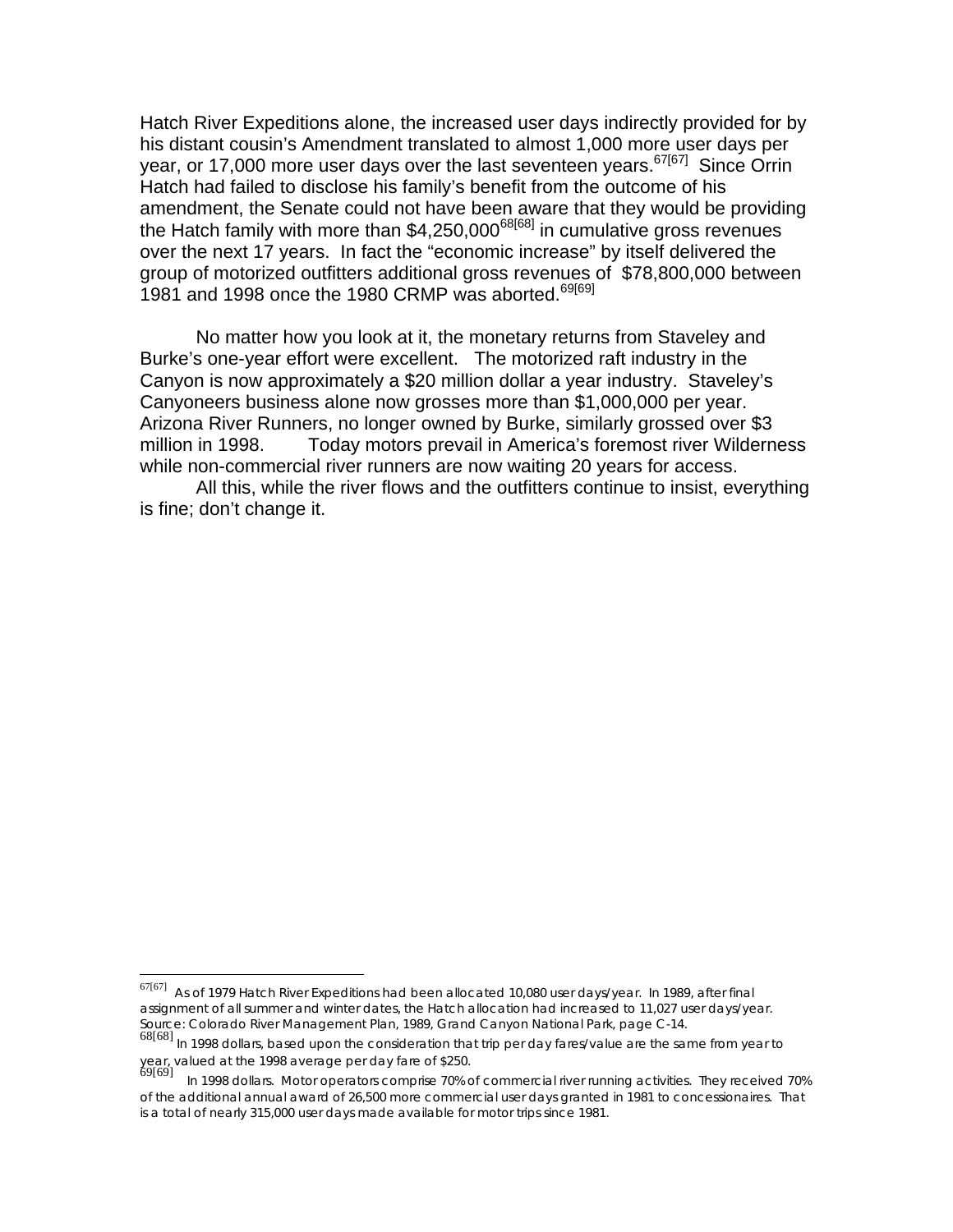Hatch River Expeditions alone, the increased user days indirectly provided for by his distant cousin's Amendment translated to almost 1,000 more user days per year, or 17,000 more user days over the last seventeen years.[67[67]] Since Orrin Hatch had failed to disclose his family's benefit from the outcome of his amendment, the Senate could not have been aware that they would be providing the Hatch family with more than $4,250,000[68[68]] in cumulative gross revenues over the next 17 years. In fact the "economic increase" by itself delivered the group of motorized outfitters additional gross revenues of $78,800,000 between 1981 and 1998 once the 1980 CRMP was aborted.[69[69]]

No matter how you look at it, the monetary returns from Staveley and Burke's one-year effort were excellent. The motorized raft industry in the Canyon is now approximately a $20 million dollar a year industry. Staveley's Canyoneers business alone now grosses more than $1,000,000 per year. Arizona River Runners, no longer owned by Burke, similarly grossed over $3 million in 1998. Today motors prevail in America's foremost river Wilderness while non-commercial river runners are now waiting 20 years for access.

All this, while the river flows and the outfitters continue to insist, everything is fine; don't change it.

---

[67[67]] As of 1979 Hatch River Expeditions had been allocated 10,080 user days/year. In 1989, after final assignment of all summer and winter dates, the Hatch allocation had increased to 11,027 user days/year. Source: Colorado River Management Plan, 1989, Grand Canyon National Park, page C-14.

[68[68]] In 1998 dollars, based upon the consideration that trip per day fares/value are the same from year to year, valued at the 1998 average per day fare of $250.

[69[69]] In 1998 dollars. Motor operators comprise 70% of commercial river running activities. They received 70% of the additional annual award of 26,500 more commercial user days granted in 1981 to concessionaires. That is a total of nearly 315,000 user days made available for motor trips since 1981.